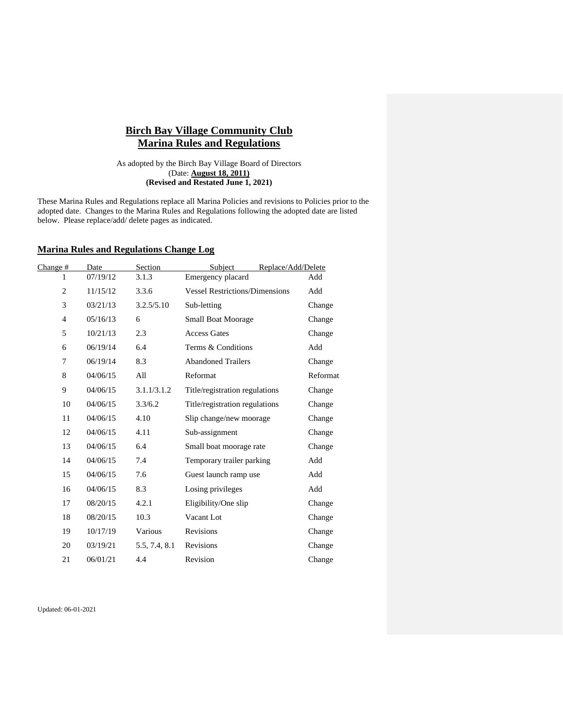# Birch Bay Village Community Club
# Marina Rules and Regulations

As adopted by the Birch Bay Village Board of Directors
(Date: **August 18, 2011)**
**(Revised and Restated June 1, 2021)**

These Marina Rules and Regulations replace all Marina Policies and revisions to Policies prior to the adopted date. Changes to the Marina Rules and Regulations following the adopted date are listed below. Please replace/add/ delete pages as indicated.

## Marina Rules and Regulations Change Log

| Change # | Date | Section | Subject | Replace/Add/Delete |
|---|---|---|---|---|
| 1 | 07/19/12 | 3.1.3 | Emergency placard | Add |
| 2 | 11/15/12 | 3.3.6 | Vessel Restrictions/Dimensions | Add |
| 3 | 03/21/13 | 3.2.5/5.10 | Sub-letting | Change |
| 4 | 05/16/13 | 6 | Small Boat Moorage | Change |
| 5 | 10/21/13 | 2.3 | Access Gates | Change |
| 6 | 06/19/14 | 6.4 | Terms & Conditions | Add |
| 7 | 06/19/14 | 8.3 | Abandoned Trailers | Change |
| 8 | 04/06/15 | All | Reformat | Reformat |
| 9 | 04/06/15 | 3.1.1/3.1.2 | Title/registration regulations | Change |
| 10 | 04/06/15 | 3.3/6.2 | Title/registration regulations | Change |
| 11 | 04/06/15 | 4.10 | Slip change/new moorage | Change |
| 12 | 04/06/15 | 4.11 | Sub-assignment | Change |
| 13 | 04/06/15 | 6.4 | Small boat moorage rate | Change |
| 14 | 04/06/15 | 7.4 | Temporary trailer parking | Add |
| 15 | 04/06/15 | 7.6 | Guest launch ramp use | Add |
| 16 | 04/06/15 | 8.3 | Losing privileges | Add |
| 17 | 08/20/15 | 4.2.1 | Eligibility/One slip | Change |
| 18 | 08/20/15 | 10.3 | Vacant Lot | Change |
| 19 | 10/17/19 | Various | Revisions | Change |
| 20 | 03/19/21 | 5.5, 7.4, 8.1 | Revisions | Change |
| 21 | 06/01/21 | 4.4 | Revision | Change |

Updated: 06-01-2021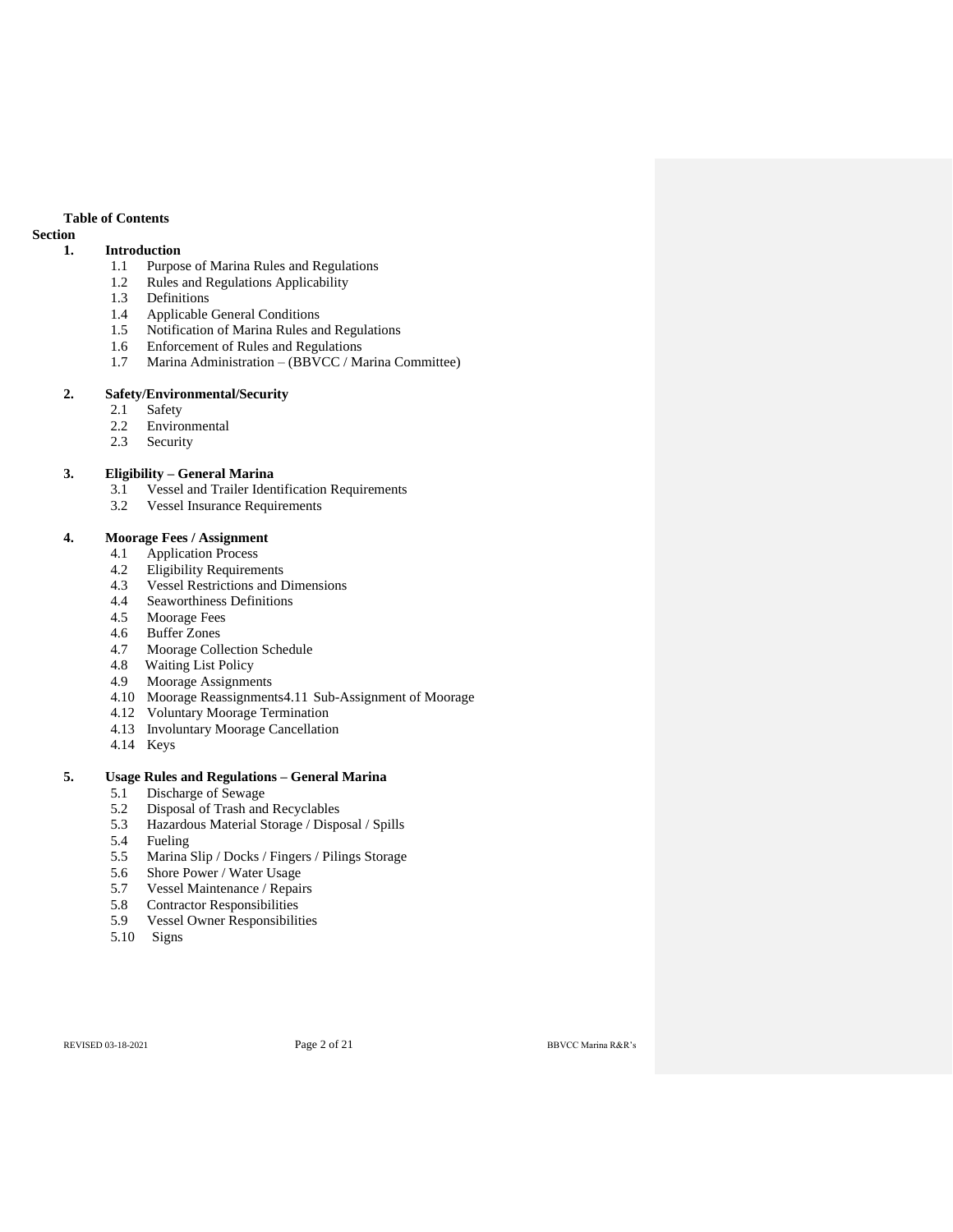**Table of Contents**

**Section**

**1. Introduction**

- 1.1 Purpose of Marina Rules and Regulations
- 1.2 Rules and Regulations Applicability
- 1.3 Definitions
- 1.4 Applicable General Conditions
- 1.5 Notification of Marina Rules and Regulations
- 1.6 Enforcement of Rules and Regulations
- 1.7 Marina Administration – (BBVCC / Marina Committee)

**2. Safety/Environmental/Security**

- 2.1 Safety
- 2.2 Environmental
- 2.3 Security

**3. Eligibility – General Marina**

- 3.1 Vessel and Trailer Identification Requirements
- 3.2 Vessel Insurance Requirements

**4. Moorage Fees / Assignment**

- 4.1 Application Process
- 4.2 Eligibility Requirements
- 4.3 Vessel Restrictions and Dimensions
- 4.4 Seaworthiness Definitions
- 4.5 Moorage Fees
- 4.6 Buffer Zones
- 4.7 Moorage Collection Schedule
- 4.8 Waiting List Policy
- 4.9 Moorage Assignments
- 4.10 Moorage Reassignments4.11 Sub-Assignment of Moorage
- 4.12 Voluntary Moorage Termination
- 4.13 Involuntary Moorage Cancellation
- 4.14 Keys

**5. Usage Rules and Regulations – General Marina**

- 5.1 Discharge of Sewage
- 5.2 Disposal of Trash and Recyclables
- 5.3 Hazardous Material Storage / Disposal / Spills
- 5.4 Fueling
- 5.5 Marina Slip / Docks / Fingers / Pilings Storage
- 5.6 Shore Power / Water Usage
- 5.7 Vessel Maintenance / Repairs
- 5.8 Contractor Responsibilities
- 5.9 Vessel Owner Responsibilities
- 5.10 Signs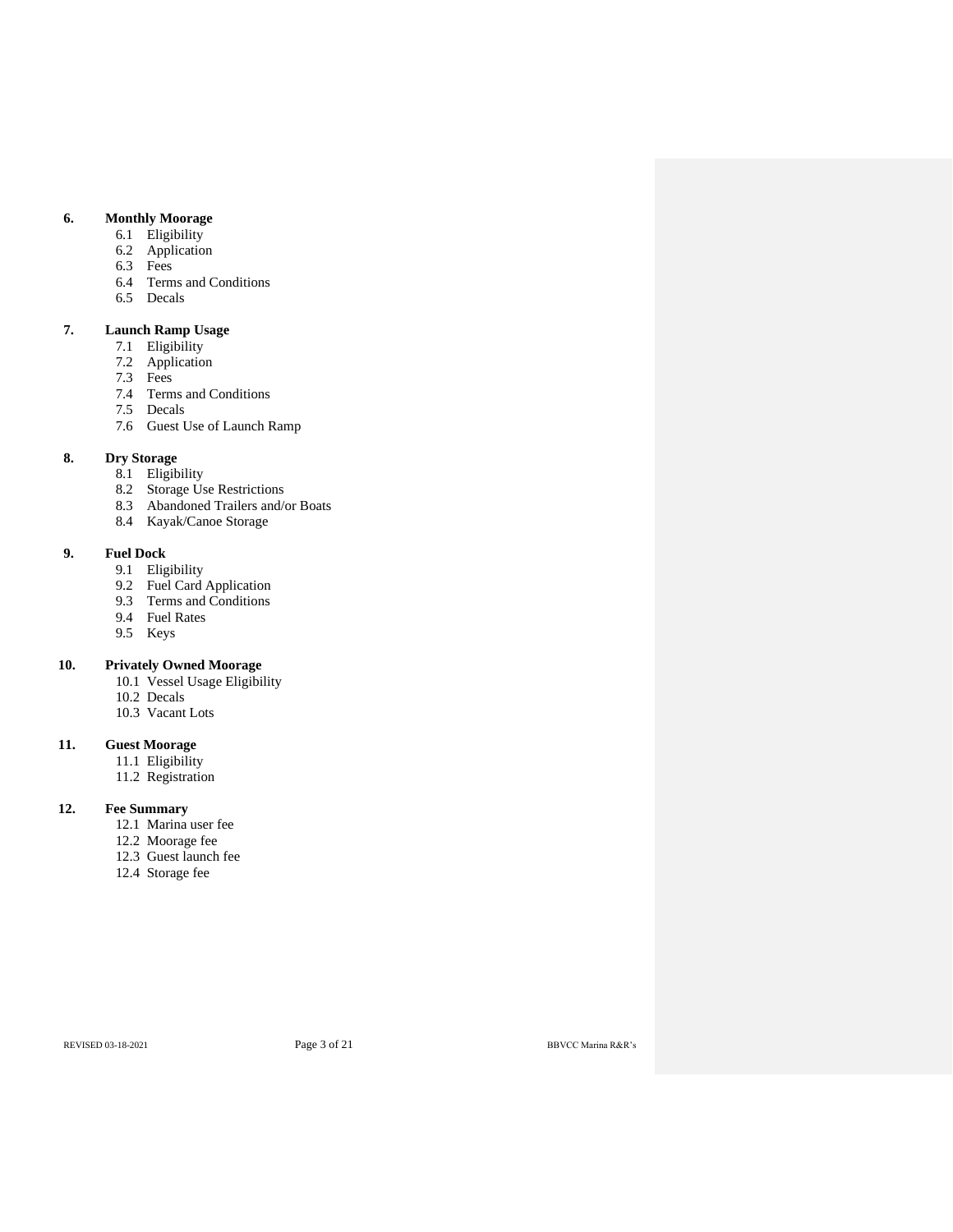**6. Monthly Moorage**

- 6.1 Eligibility
- 6.2 Application
- 6.3 Fees
- 6.4 Terms and Conditions
- 6.5 Decals

**7. Launch Ramp Usage**

- 7.1 Eligibility
- 7.2 Application
- 7.3 Fees
- 7.4 Terms and Conditions
- 7.5 Decals
- 7.6 Guest Use of Launch Ramp

**8. Dry Storage**

- 8.1 Eligibility
- 8.2 Storage Use Restrictions
- 8.3 Abandoned Trailers and/or Boats
- 8.4 Kayak/Canoe Storage

**9. Fuel Dock**

- 9.1 Eligibility
- 9.2 Fuel Card Application
- 9.3 Terms and Conditions
- 9.4 Fuel Rates
- 9.5 Keys

**10. Privately Owned Moorage**

- 10.1 Vessel Usage Eligibility
- 10.2 Decals
- 10.3 Vacant Lots

**11. Guest Moorage**

- 11.1 Eligibility
- 11.2 Registration

**12. Fee Summary**

- 12.1 Marina user fee
- 12.2 Moorage fee
- 12.3 Guest launch fee
- 12.4 Storage fee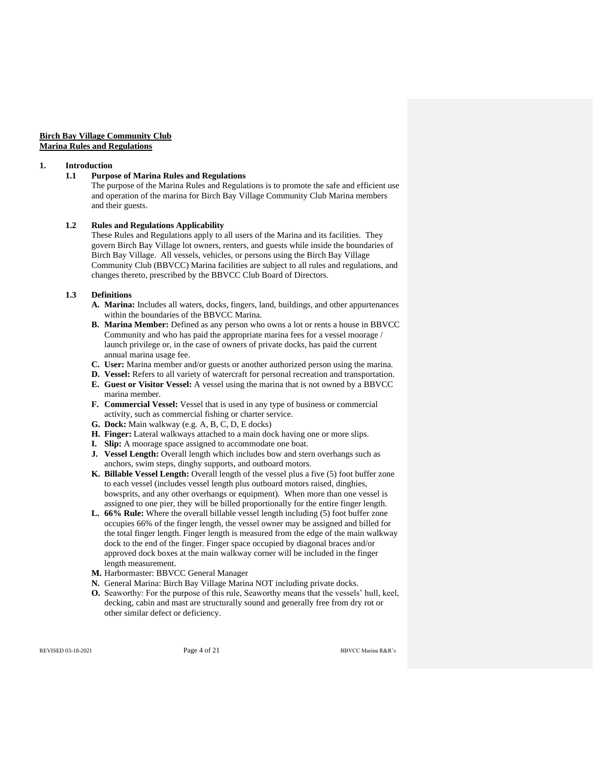**Birch Bay Village Community Club**
**Marina Rules and Regulations**

## 1. Introduction

### 1.1 Purpose of Marina Rules and Regulations

The purpose of the Marina Rules and Regulations is to promote the safe and efficient use and operation of the marina for Birch Bay Village Community Club Marina members and their guests.

### 1.2 Rules and Regulations Applicability

These Rules and Regulations apply to all users of the Marina and its facilities. They govern Birch Bay Village lot owners, renters, and guests while inside the boundaries of Birch Bay Village. All vessels, vehicles, or persons using the Birch Bay Village Community Club (BBVCC) Marina facilities are subject to all rules and regulations, and changes thereto, prescribed by the BBVCC Club Board of Directors.

### 1.3 Definitions

- **A. Marina:** Includes all waters, docks, fingers, land, buildings, and other appurtenances within the boundaries of the BBVCC Marina.
- **B. Marina Member:** Defined as any person who owns a lot or rents a house in BBVCC Community and who has paid the appropriate marina fees for a vessel moorage / launch privilege or, in the case of owners of private docks, has paid the current annual marina usage fee.
- **C. User:** Marina member and/or guests or another authorized person using the marina.
- **D. Vessel:** Refers to all variety of watercraft for personal recreation and transportation.
- **E. Guest or Visitor Vessel:** A vessel using the marina that is not owned by a BBVCC marina member.
- **F. Commercial Vessel:** Vessel that is used in any type of business or commercial activity, such as commercial fishing or charter service.
- **G. Dock:** Main walkway (e.g. A, B, C, D, E docks)
- **H. Finger:** Lateral walkways attached to a main dock having one or more slips.
- **I. Slip:** A moorage space assigned to accommodate one boat.
- **J. Vessel Length:** Overall length which includes bow and stern overhangs such as anchors, swim steps, dinghy supports, and outboard motors.
- **K. Billable Vessel Length:** Overall length of the vessel plus a five (5) foot buffer zone to each vessel (includes vessel length plus outboard motors raised, dinghies, bowsprits, and any other overhangs or equipment). When more than one vessel is assigned to one pier, they will be billed proportionally for the entire finger length.
- **L. 66% Rule:** Where the overall billable vessel length including (5) foot buffer zone occupies 66% of the finger length, the vessel owner may be assigned and billed for the total finger length. Finger length is measured from the edge of the main walkway dock to the end of the finger. Finger space occupied by diagonal braces and/or approved dock boxes at the main walkway corner will be included in the finger length measurement.
- **M.** Harbormaster: BBVCC General Manager
- **N.** General Marina: Birch Bay Village Marina NOT including private docks.
- **O.** Seaworthy: For the purpose of this rule, Seaworthy means that the vessels' hull, keel, decking, cabin and mast are structurally sound and generally free from dry rot or other similar defect or deficiency.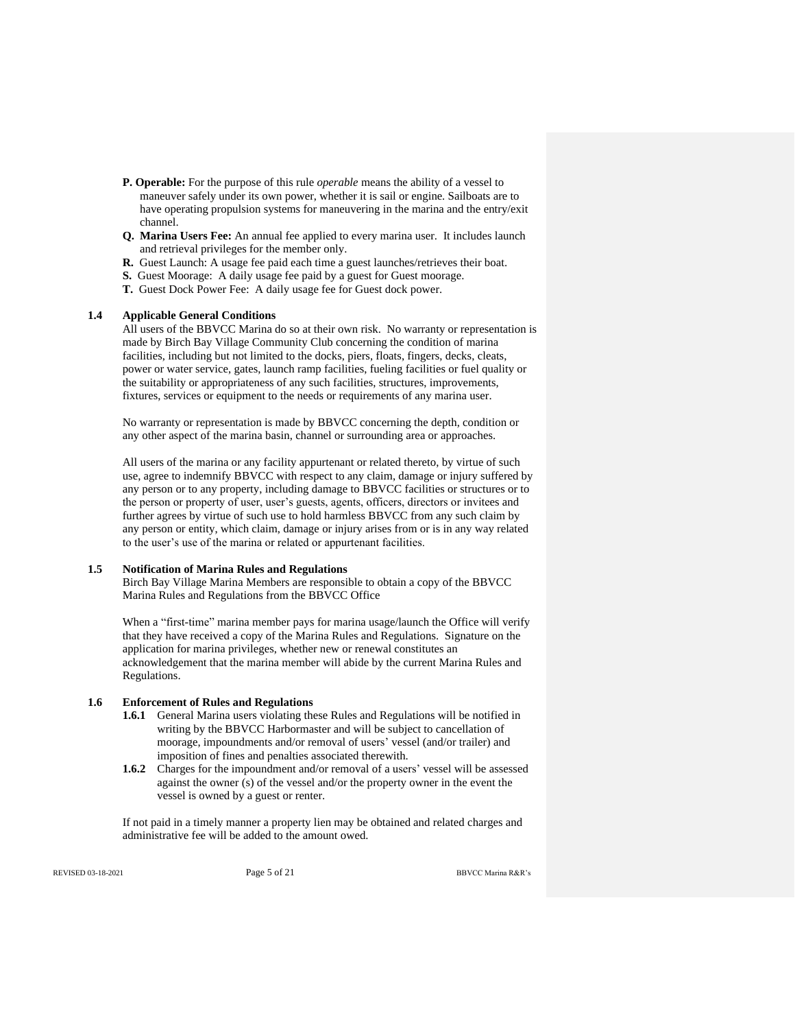**P. Operable:** For the purpose of this rule *operable* means the ability of a vessel to maneuver safely under its own power, whether it is sail or engine. Sailboats are to have operating propulsion systems for maneuvering in the marina and the entry/exit channel.

**Q. Marina Users Fee:** An annual fee applied to every marina user. It includes launch and retrieval privileges for the member only.

**R.** Guest Launch: A usage fee paid each time a guest launches/retrieves their boat.

**S.** Guest Moorage: A daily usage fee paid by a guest for Guest moorage.

**T.** Guest Dock Power Fee: A daily usage fee for Guest dock power.

### 1.4 Applicable General Conditions

All users of the BBVCC Marina do so at their own risk. No warranty or representation is made by Birch Bay Village Community Club concerning the condition of marina facilities, including but not limited to the docks, piers, floats, fingers, decks, cleats, power or water service, gates, launch ramp facilities, fueling facilities or fuel quality or the suitability or appropriateness of any such facilities, structures, improvements, fixtures, services or equipment to the needs or requirements of any marina user.

No warranty or representation is made by BBVCC concerning the depth, condition or any other aspect of the marina basin, channel or surrounding area or approaches.

All users of the marina or any facility appurtenant or related thereto, by virtue of such use, agree to indemnify BBVCC with respect to any claim, damage or injury suffered by any person or to any property, including damage to BBVCC facilities or structures or to the person or property of user, user's guests, agents, officers, directors or invitees and further agrees by virtue of such use to hold harmless BBVCC from any such claim by any person or entity, which claim, damage or injury arises from or is in any way related to the user's use of the marina or related or appurtenant facilities.

### 1.5 Notification of Marina Rules and Regulations

Birch Bay Village Marina Members are responsible to obtain a copy of the BBVCC Marina Rules and Regulations from the BBVCC Office

When a "first-time" marina member pays for marina usage/launch the Office will verify that they have received a copy of the Marina Rules and Regulations. Signature on the application for marina privileges, whether new or renewal constitutes an acknowledgement that the marina member will abide by the current Marina Rules and Regulations.

### 1.6 Enforcement of Rules and Regulations

**1.6.1** General Marina users violating these Rules and Regulations will be notified in writing by the BBVCC Harbormaster and will be subject to cancellation of moorage, impoundments and/or removal of users' vessel (and/or trailer) and imposition of fines and penalties associated therewith.

**1.6.2** Charges for the impoundment and/or removal of a users' vessel will be assessed against the owner (s) of the vessel and/or the property owner in the event the vessel is owned by a guest or renter.

If not paid in a timely manner a property lien may be obtained and related charges and administrative fee will be added to the amount owed.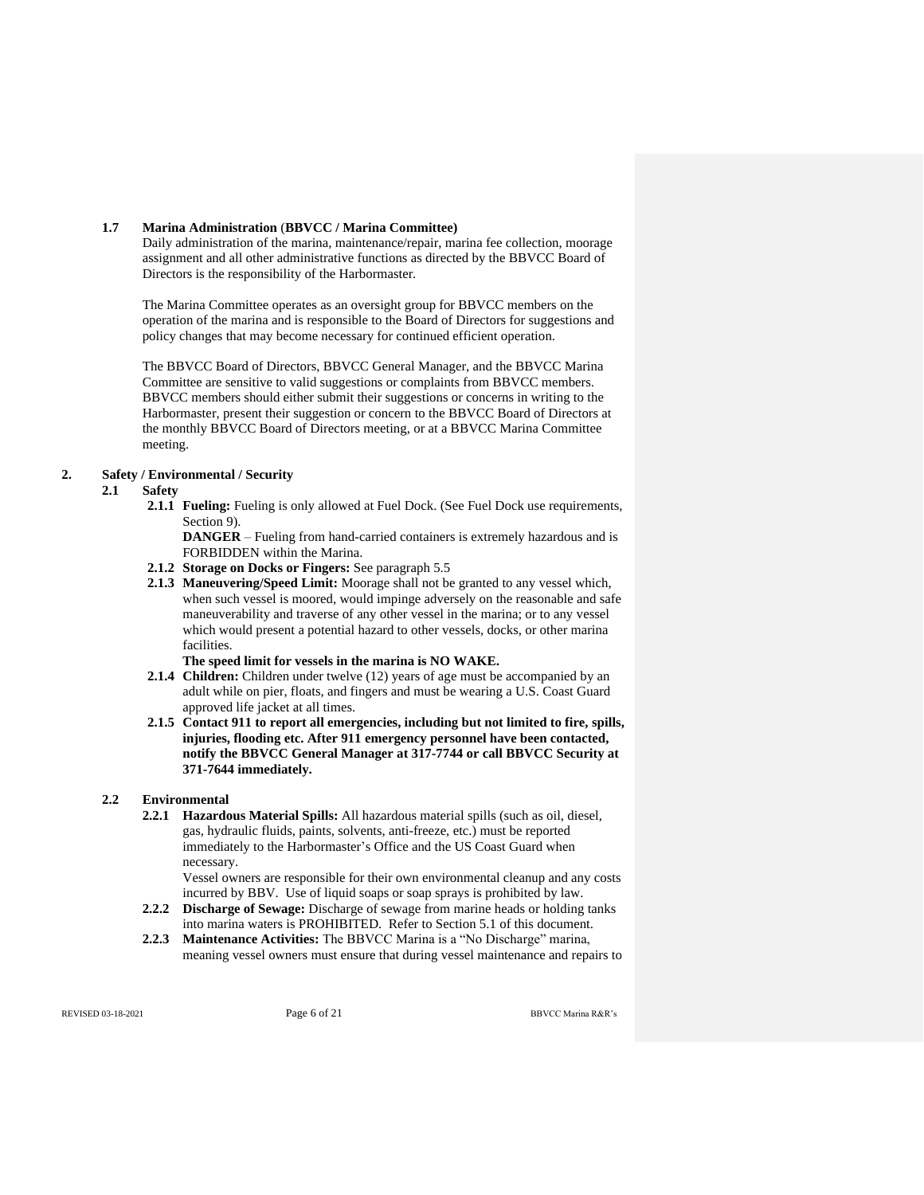### 1.7 Marina Administration (BBVCC / Marina Committee)

Daily administration of the marina, maintenance/repair, marina fee collection, moorage assignment and all other administrative functions as directed by the BBVCC Board of Directors is the responsibility of the Harbormaster.

The Marina Committee operates as an oversight group for BBVCC members on the operation of the marina and is responsible to the Board of Directors for suggestions and policy changes that may become necessary for continued efficient operation.

The BBVCC Board of Directors, BBVCC General Manager, and the BBVCC Marina Committee are sensitive to valid suggestions or complaints from BBVCC members. BBVCC members should either submit their suggestions or concerns in writing to the Harbormaster, present their suggestion or concern to the BBVCC Board of Directors at the monthly BBVCC Board of Directors meeting, or at a BBVCC Marina Committee meeting.

## 2. Safety / Environmental / Security

### 2.1 Safety

**2.1.1 Fueling:** Fueling is only allowed at Fuel Dock. (See Fuel Dock use requirements, Section 9).

**DANGER** – Fueling from hand-carried containers is extremely hazardous and is FORBIDDEN within the Marina.

**2.1.2 Storage on Docks or Fingers:** See paragraph 5.5

**2.1.3 Maneuvering/Speed Limit:** Moorage shall not be granted to any vessel which, when such vessel is moored, would impinge adversely on the reasonable and safe maneuverability and traverse of any other vessel in the marina; or to any vessel which would present a potential hazard to other vessels, docks, or other marina facilities.

**The speed limit for vessels in the marina is NO WAKE.**

**2.1.4 Children:** Children under twelve (12) years of age must be accompanied by an adult while on pier, floats, and fingers and must be wearing a U.S. Coast Guard approved life jacket at all times.

**2.1.5 Contact 911 to report all emergencies, including but not limited to fire, spills, injuries, flooding etc. After 911 emergency personnel have been contacted, notify the BBVCC General Manager at 317-7744 or call BBVCC Security at 371-7644 immediately.**

### 2.2 Environmental

**2.2.1 Hazardous Material Spills:** All hazardous material spills (such as oil, diesel, gas, hydraulic fluids, paints, solvents, anti-freeze, etc.) must be reported immediately to the Harbormaster's Office and the US Coast Guard when necessary.

Vessel owners are responsible for their own environmental cleanup and any costs incurred by BBV. Use of liquid soaps or soap sprays is prohibited by law.

**2.2.2 Discharge of Sewage:** Discharge of sewage from marine heads or holding tanks into marina waters is PROHIBITED. Refer to Section 5.1 of this document.

**2.2.3 Maintenance Activities:** The BBVCC Marina is a "No Discharge" marina, meaning vessel owners must ensure that during vessel maintenance and repairs to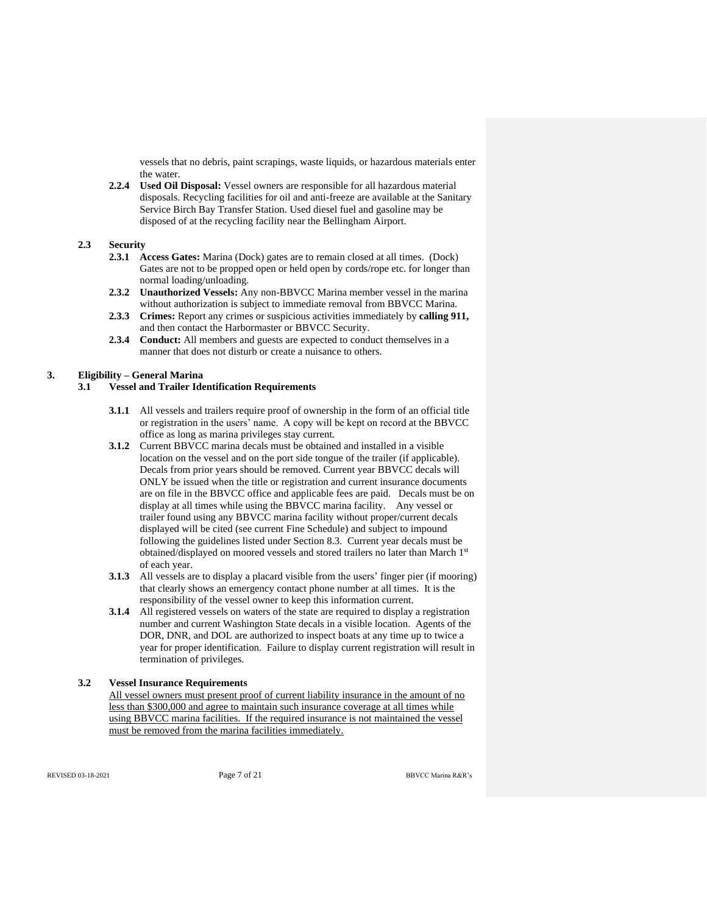vessels that no debris, paint scrapings, waste liquids, or hazardous materials enter the water.

**2.2.4 Used Oil Disposal:** Vessel owners are responsible for all hazardous material disposals. Recycling facilities for oil and anti-freeze are available at the Sanitary Service Birch Bay Transfer Station. Used diesel fuel and gasoline may be disposed of at the recycling facility near the Bellingham Airport.

### 2.3 Security

**2.3.1 Access Gates:** Marina (Dock) gates are to remain closed at all times. (Dock) Gates are not to be propped open or held open by cords/rope etc. for longer than normal loading/unloading.

**2.3.2 Unauthorized Vessels:** Any non-BBVCC Marina member vessel in the marina without authorization is subject to immediate removal from BBVCC Marina.

**2.3.3 Crimes:** Report any crimes or suspicious activities immediately by **calling 911,** and then contact the Harbormaster or BBVCC Security.

**2.3.4 Conduct:** All members and guests are expected to conduct themselves in a manner that does not disturb or create a nuisance to others.

## 3. Eligibility – General Marina

### 3.1 Vessel and Trailer Identification Requirements

**3.1.1** All vessels and trailers require proof of ownership in the form of an official title or registration in the users' name. A copy will be kept on record at the BBVCC office as long as marina privileges stay current.

**3.1.2** Current BBVCC marina decals must be obtained and installed in a visible location on the vessel and on the port side tongue of the trailer (if applicable). Decals from prior years should be removed. Current year BBVCC decals will ONLY be issued when the title or registration and current insurance documents are on file in the BBVCC office and applicable fees are paid. Decals must be on display at all times while using the BBVCC marina facility. Any vessel or trailer found using any BBVCC marina facility without proper/current decals displayed will be cited (see current Fine Schedule) and subject to impound following the guidelines listed under Section 8.3. Current year decals must be obtained/displayed on moored vessels and stored trailers no later than March 1st of each year.

**3.1.3** All vessels are to display a placard visible from the users' finger pier (if mooring) that clearly shows an emergency contact phone number at all times. It is the responsibility of the vessel owner to keep this information current.

**3.1.4** All registered vessels on waters of the state are required to display a registration number and current Washington State decals in a visible location. Agents of the DOR, DNR, and DOL are authorized to inspect boats at any time up to twice a year for proper identification. Failure to display current registration will result in termination of privileges.

### 3.2 Vessel Insurance Requirements

All vessel owners must present proof of current liability insurance in the amount of no less than $300,000 and agree to maintain such insurance coverage at all times while using BBVCC marina facilities. If the required insurance is not maintained the vessel must be removed from the marina facilities immediately.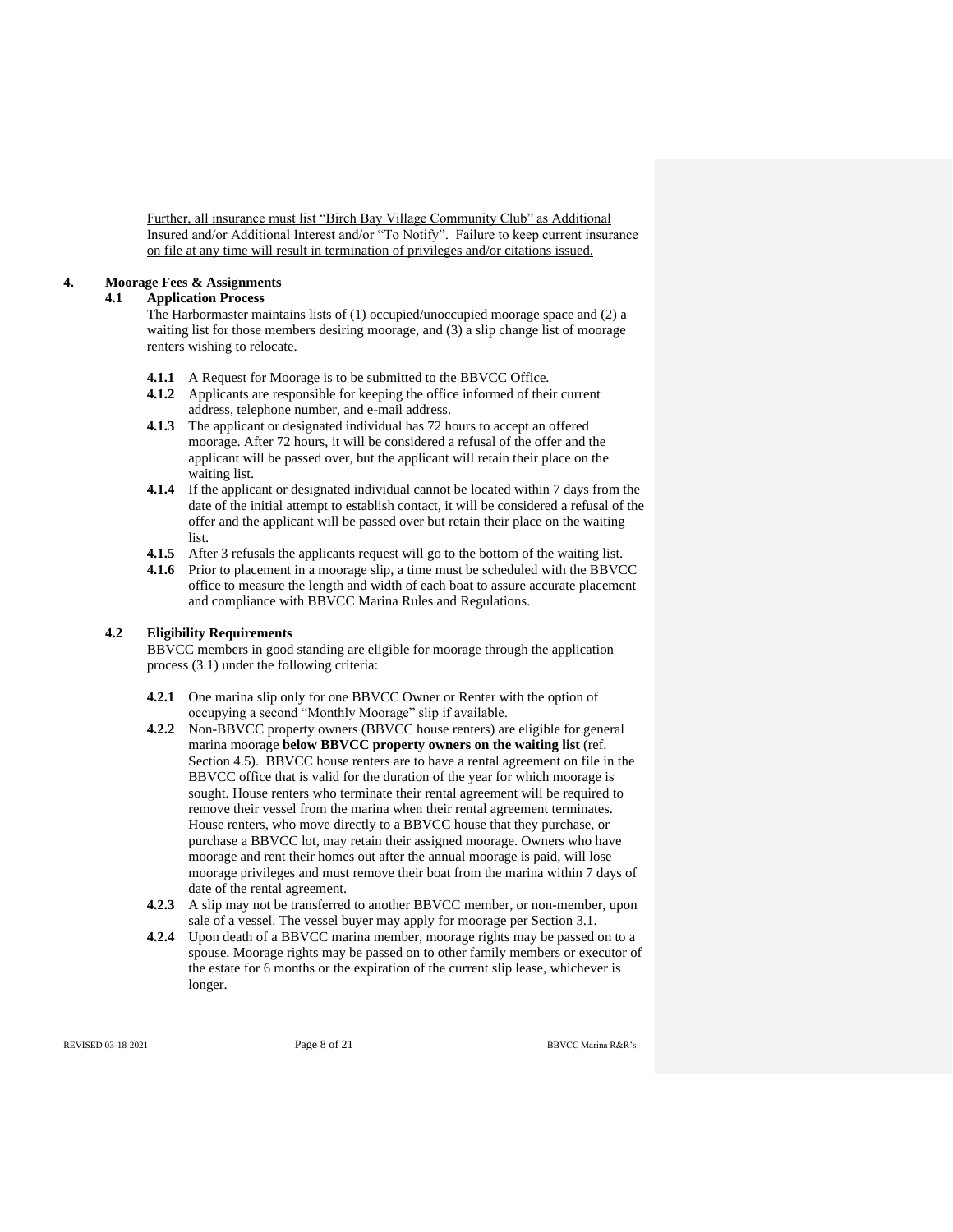<u>Further, all insurance must list "Birch Bay Village Community Club" as Additional Insured and/or Additional Interest and/or "To Notify". Failure to keep current insurance on file at any time will result in termination of privileges and/or citations issued.</u>

## 4. Moorage Fees & Assignments

### 4.1 Application Process

The Harbormaster maintains lists of (1) occupied/unoccupied moorage space and (2) a waiting list for those members desiring moorage, and (3) a slip change list of moorage renters wishing to relocate.

**4.1.1** A Request for Moorage is to be submitted to the BBVCC Office.

**4.1.2** Applicants are responsible for keeping the office informed of their current address, telephone number, and e-mail address.

**4.1.3** The applicant or designated individual has 72 hours to accept an offered moorage. After 72 hours, it will be considered a refusal of the offer and the applicant will be passed over, but the applicant will retain their place on the waiting list.

**4.1.4** If the applicant or designated individual cannot be located within 7 days from the date of the initial attempt to establish contact, it will be considered a refusal of the offer and the applicant will be passed over but retain their place on the waiting list.

**4.1.5** After 3 refusals the applicants request will go to the bottom of the waiting list.

**4.1.6** Prior to placement in a moorage slip, a time must be scheduled with the BBVCC office to measure the length and width of each boat to assure accurate placement and compliance with BBVCC Marina Rules and Regulations.

### 4.2 Eligibility Requirements

BBVCC members in good standing are eligible for moorage through the application process (3.1) under the following criteria:

**4.2.1** One marina slip only for one BBVCC Owner or Renter with the option of occupying a second "Monthly Moorage" slip if available.

**4.2.2** Non-BBVCC property owners (BBVCC house renters) are eligible for general marina moorage **<u>below BBVCC property owners on the waiting list</u>** (ref. Section 4.5). BBVCC house renters are to have a rental agreement on file in the BBVCC office that is valid for the duration of the year for which moorage is sought. House renters who terminate their rental agreement will be required to remove their vessel from the marina when their rental agreement terminates. House renters, who move directly to a BBVCC house that they purchase, or purchase a BBVCC lot, may retain their assigned moorage. Owners who have moorage and rent their homes out after the annual moorage is paid, will lose moorage privileges and must remove their boat from the marina within 7 days of date of the rental agreement.

**4.2.3** A slip may not be transferred to another BBVCC member, or non-member, upon sale of a vessel. The vessel buyer may apply for moorage per Section 3.1.

**4.2.4** Upon death of a BBVCC marina member, moorage rights may be passed on to a spouse. Moorage rights may be passed on to other family members or executor of the estate for 6 months or the expiration of the current slip lease, whichever is longer.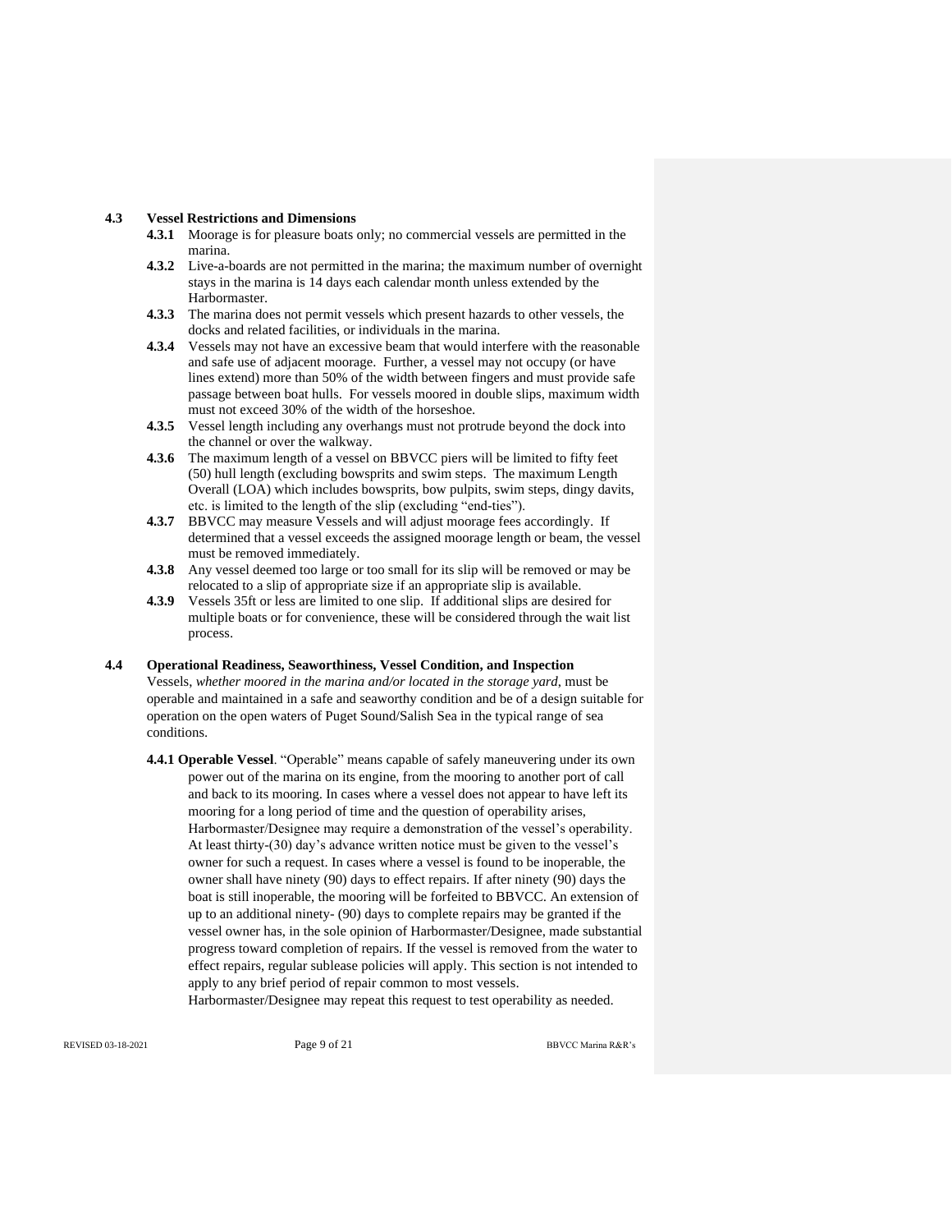### 4.3 Vessel Restrictions and Dimensions

**4.3.1** Moorage is for pleasure boats only; no commercial vessels are permitted in the marina.

**4.3.2** Live-a-boards are not permitted in the marina; the maximum number of overnight stays in the marina is 14 days each calendar month unless extended by the Harbormaster.

**4.3.3** The marina does not permit vessels which present hazards to other vessels, the docks and related facilities, or individuals in the marina.

**4.3.4** Vessels may not have an excessive beam that would interfere with the reasonable and safe use of adjacent moorage. Further, a vessel may not occupy (or have lines extend) more than 50% of the width between fingers and must provide safe passage between boat hulls. For vessels moored in double slips, maximum width must not exceed 30% of the width of the horseshoe.

**4.3.5** Vessel length including any overhangs must not protrude beyond the dock into the channel or over the walkway.

**4.3.6** The maximum length of a vessel on BBVCC piers will be limited to fifty feet (50) hull length (excluding bowsprits and swim steps. The maximum Length Overall (LOA) which includes bowsprits, bow pulpits, swim steps, dingy davits, etc. is limited to the length of the slip (excluding "end-ties").

**4.3.7** BBVCC may measure Vessels and will adjust moorage fees accordingly. If determined that a vessel exceeds the assigned moorage length or beam, the vessel must be removed immediately.

**4.3.8** Any vessel deemed too large or too small for its slip will be removed or may be relocated to a slip of appropriate size if an appropriate slip is available.

**4.3.9** Vessels 35ft or less are limited to one slip. If additional slips are desired for multiple boats or for convenience, these will be considered through the wait list process.

### 4.4 Operational Readiness, Seaworthiness, Vessel Condition, and Inspection

Vessels, *whether moored in the marina and/or located in the storage yard*, must be operable and maintained in a safe and seaworthy condition and be of a design suitable for operation on the open waters of Puget Sound/Salish Sea in the typical range of sea conditions.

**4.4.1 Operable Vessel**. "Operable" means capable of safely maneuvering under its own power out of the marina on its engine, from the mooring to another port of call and back to its mooring. In cases where a vessel does not appear to have left its mooring for a long period of time and the question of operability arises, Harbormaster/Designee may require a demonstration of the vessel's operability. At least thirty-(30) day's advance written notice must be given to the vessel's owner for such a request. In cases where a vessel is found to be inoperable, the owner shall have ninety (90) days to effect repairs. If after ninety (90) days the boat is still inoperable, the mooring will be forfeited to BBVCC. An extension of up to an additional ninety- (90) days to complete repairs may be granted if the vessel owner has, in the sole opinion of Harbormaster/Designee, made substantial progress toward completion of repairs. If the vessel is removed from the water to effect repairs, regular sublease policies will apply. This section is not intended to apply to any brief period of repair common to most vessels. Harbormaster/Designee may repeat this request to test operability as needed.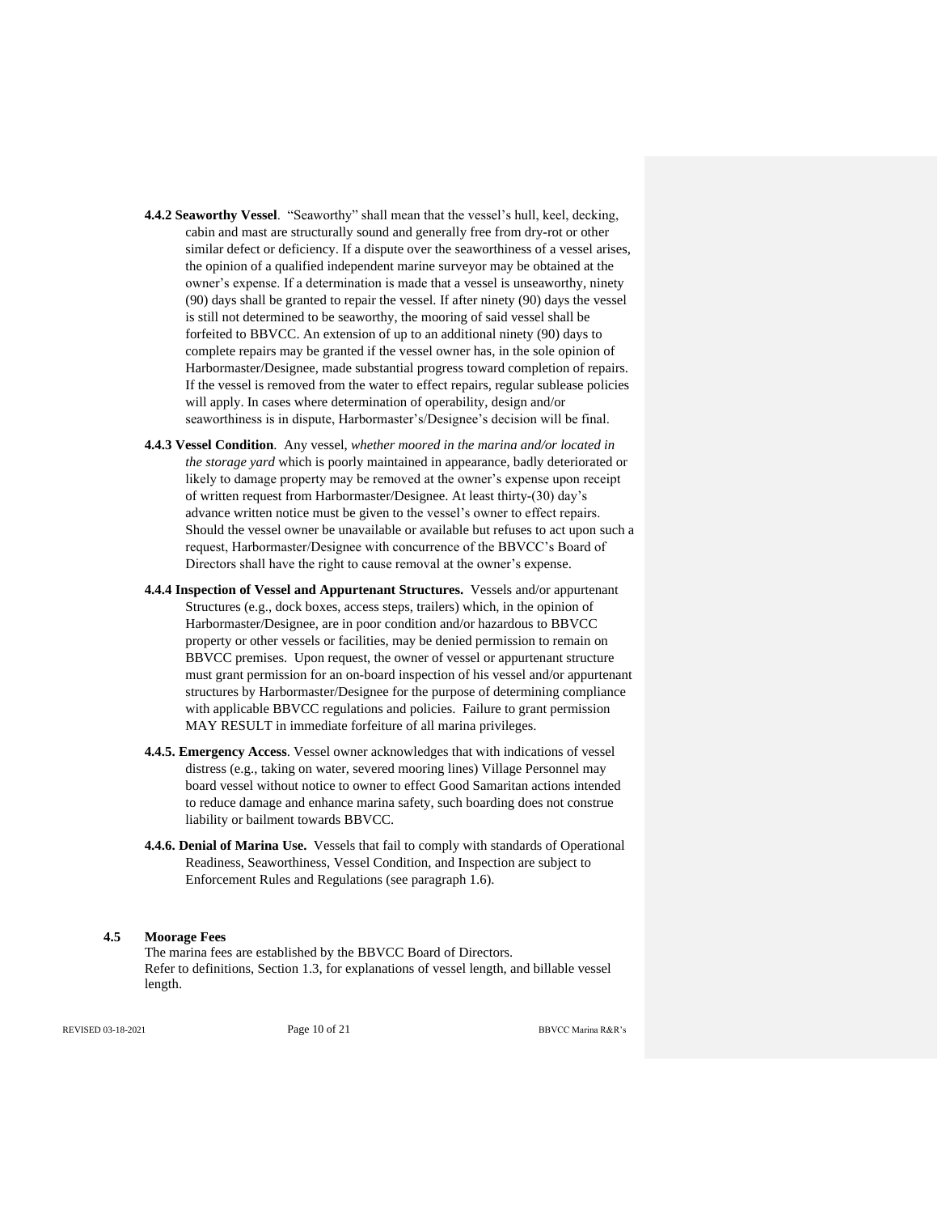**4.4.2 Seaworthy Vessel**. "Seaworthy" shall mean that the vessel's hull, keel, decking, cabin and mast are structurally sound and generally free from dry-rot or other similar defect or deficiency. If a dispute over the seaworthiness of a vessel arises, the opinion of a qualified independent marine surveyor may be obtained at the owner's expense. If a determination is made that a vessel is unseaworthy, ninety (90) days shall be granted to repair the vessel. If after ninety (90) days the vessel is still not determined to be seaworthy, the mooring of said vessel shall be forfeited to BBVCC. An extension of up to an additional ninety (90) days to complete repairs may be granted if the vessel owner has, in the sole opinion of Harbormaster/Designee, made substantial progress toward completion of repairs. If the vessel is removed from the water to effect repairs, regular sublease policies will apply. In cases where determination of operability, design and/or seaworthiness is in dispute, Harbormaster's/Designee's decision will be final.

**4.4.3 Vessel Condition**. Any vessel, *whether moored in the marina and/or located in the storage yard* which is poorly maintained in appearance, badly deteriorated or likely to damage property may be removed at the owner's expense upon receipt of written request from Harbormaster/Designee. At least thirty-(30) day's advance written notice must be given to the vessel's owner to effect repairs. Should the vessel owner be unavailable or available but refuses to act upon such a request, Harbormaster/Designee with concurrence of the BBVCC's Board of Directors shall have the right to cause removal at the owner's expense.

**4.4.4 Inspection of Vessel and Appurtenant Structures.** Vessels and/or appurtenant Structures (e.g., dock boxes, access steps, trailers) which, in the opinion of Harbormaster/Designee, are in poor condition and/or hazardous to BBVCC property or other vessels or facilities, may be denied permission to remain on BBVCC premises. Upon request, the owner of vessel or appurtenant structure must grant permission for an on-board inspection of his vessel and/or appurtenant structures by Harbormaster/Designee for the purpose of determining compliance with applicable BBVCC regulations and policies. Failure to grant permission MAY RESULT in immediate forfeiture of all marina privileges.

**4.4.5. Emergency Access**. Vessel owner acknowledges that with indications of vessel distress (e.g., taking on water, severed mooring lines) Village Personnel may board vessel without notice to owner to effect Good Samaritan actions intended to reduce damage and enhance marina safety, such boarding does not construe liability or bailment towards BBVCC.

**4.4.6. Denial of Marina Use.** Vessels that fail to comply with standards of Operational Readiness, Seaworthiness, Vessel Condition, and Inspection are subject to Enforcement Rules and Regulations (see paragraph 1.6).

### 4.5 Moorage Fees

The marina fees are established by the BBVCC Board of Directors.
Refer to definitions, Section 1.3, for explanations of vessel length, and billable vessel length.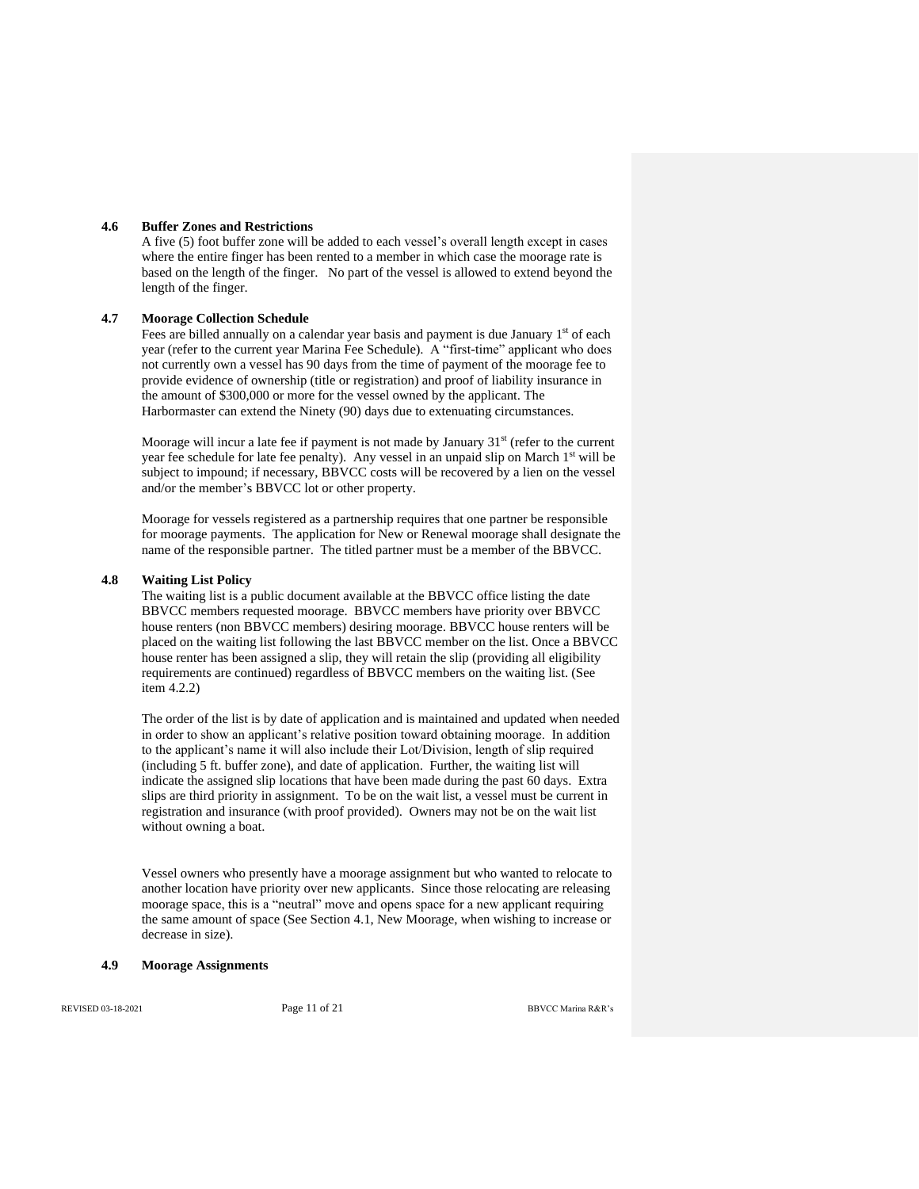### 4.6 Buffer Zones and Restrictions

A five (5) foot buffer zone will be added to each vessel's overall length except in cases where the entire finger has been rented to a member in which case the moorage rate is based on the length of the finger. No part of the vessel is allowed to extend beyond the length of the finger.

### 4.7 Moorage Collection Schedule

Fees are billed annually on a calendar year basis and payment is due January 1st of each year (refer to the current year Marina Fee Schedule). A "first-time" applicant who does not currently own a vessel has 90 days from the time of payment of the moorage fee to provide evidence of ownership (title or registration) and proof of liability insurance in the amount of $300,000 or more for the vessel owned by the applicant. The Harbormaster can extend the Ninety (90) days due to extenuating circumstances.

Moorage will incur a late fee if payment is not made by January 31st (refer to the current year fee schedule for late fee penalty). Any vessel in an unpaid slip on March 1st will be subject to impound; if necessary, BBVCC costs will be recovered by a lien on the vessel and/or the member's BBVCC lot or other property.

Moorage for vessels registered as a partnership requires that one partner be responsible for moorage payments. The application for New or Renewal moorage shall designate the name of the responsible partner. The titled partner must be a member of the BBVCC.

### 4.8 Waiting List Policy

The waiting list is a public document available at the BBVCC office listing the date BBVCC members requested moorage. BBVCC members have priority over BBVCC house renters (non BBVCC members) desiring moorage. BBVCC house renters will be placed on the waiting list following the last BBVCC member on the list. Once a BBVCC house renter has been assigned a slip, they will retain the slip (providing all eligibility requirements are continued) regardless of BBVCC members on the waiting list. (See item 4.2.2)

The order of the list is by date of application and is maintained and updated when needed in order to show an applicant's relative position toward obtaining moorage. In addition to the applicant's name it will also include their Lot/Division, length of slip required (including 5 ft. buffer zone), and date of application. Further, the waiting list will indicate the assigned slip locations that have been made during the past 60 days. Extra slips are third priority in assignment. To be on the wait list, a vessel must be current in registration and insurance (with proof provided). Owners may not be on the wait list without owning a boat.

Vessel owners who presently have a moorage assignment but who wanted to relocate to another location have priority over new applicants. Since those relocating are releasing moorage space, this is a "neutral" move and opens space for a new applicant requiring the same amount of space (See Section 4.1, New Moorage, when wishing to increase or decrease in size).

### 4.9 Moorage Assignments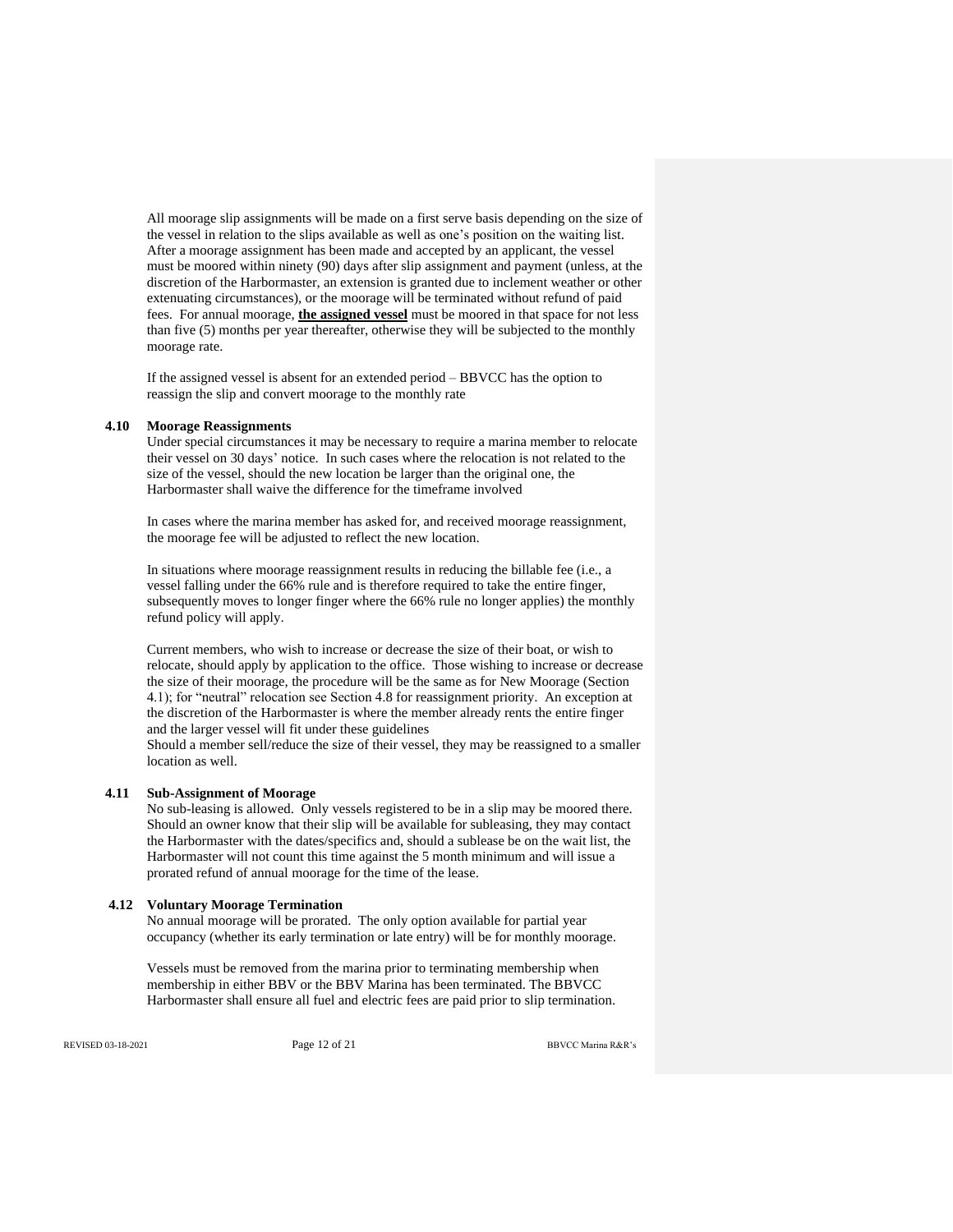All moorage slip assignments will be made on a first serve basis depending on the size of the vessel in relation to the slips available as well as one's position on the waiting list. After a moorage assignment has been made and accepted by an applicant, the vessel must be moored within ninety (90) days after slip assignment and payment (unless, at the discretion of the Harbormaster, an extension is granted due to inclement weather or other extenuating circumstances), or the moorage will be terminated without refund of paid fees. For annual moorage, **the assigned vessel** must be moored in that space for not less than five (5) months per year thereafter, otherwise they will be subjected to the monthly moorage rate.

If the assigned vessel is absent for an extended period – BBVCC has the option to reassign the slip and convert moorage to the monthly rate

### 4.10 Moorage Reassignments

Under special circumstances it may be necessary to require a marina member to relocate their vessel on 30 days' notice. In such cases where the relocation is not related to the size of the vessel, should the new location be larger than the original one, the Harbormaster shall waive the difference for the timeframe involved

In cases where the marina member has asked for, and received moorage reassignment, the moorage fee will be adjusted to reflect the new location.

In situations where moorage reassignment results in reducing the billable fee (i.e., a vessel falling under the 66% rule and is therefore required to take the entire finger, subsequently moves to longer finger where the 66% rule no longer applies) the monthly refund policy will apply.

Current members, who wish to increase or decrease the size of their boat, or wish to relocate, should apply by application to the office. Those wishing to increase or decrease the size of their moorage, the procedure will be the same as for New Moorage (Section 4.1); for "neutral" relocation see Section 4.8 for reassignment priority. An exception at the discretion of the Harbormaster is where the member already rents the entire finger and the larger vessel will fit under these guidelines

Should a member sell/reduce the size of their vessel, they may be reassigned to a smaller location as well.

### 4.11 Sub-Assignment of Moorage

No sub-leasing is allowed. Only vessels registered to be in a slip may be moored there. Should an owner know that their slip will be available for subleasing, they may contact the Harbormaster with the dates/specifics and, should a sublease be on the wait list, the Harbormaster will not count this time against the 5 month minimum and will issue a prorated refund of annual moorage for the time of the lease.

### 4.12 Voluntary Moorage Termination

No annual moorage will be prorated. The only option available for partial year occupancy (whether its early termination or late entry) will be for monthly moorage.

Vessels must be removed from the marina prior to terminating membership when membership in either BBV or the BBV Marina has been terminated. The BBVCC Harbormaster shall ensure all fuel and electric fees are paid prior to slip termination.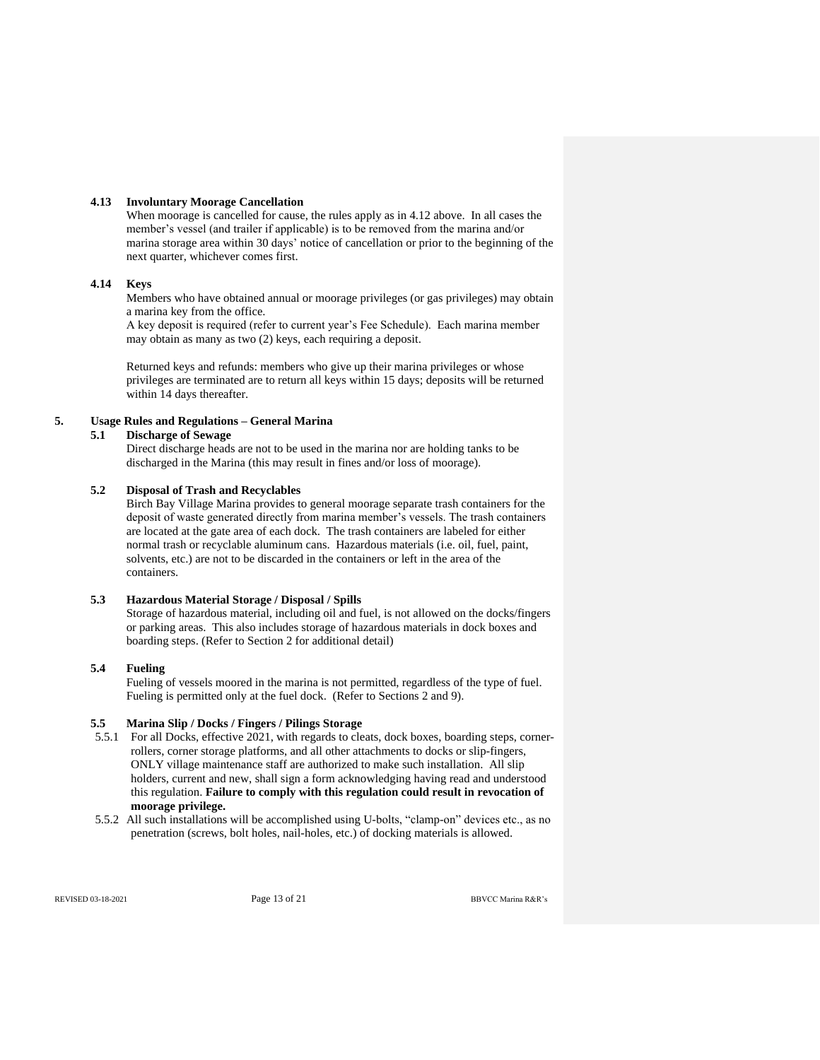### 4.13 Involuntary Moorage Cancellation

When moorage is cancelled for cause, the rules apply as in 4.12 above. In all cases the member's vessel (and trailer if applicable) is to be removed from the marina and/or marina storage area within 30 days' notice of cancellation or prior to the beginning of the next quarter, whichever comes first.

### 4.14 Keys

Members who have obtained annual or moorage privileges (or gas privileges) may obtain a marina key from the office.
A key deposit is required (refer to current year's Fee Schedule). Each marina member may obtain as many as two (2) keys, each requiring a deposit.

Returned keys and refunds: members who give up their marina privileges or whose privileges are terminated are to return all keys within 15 days; deposits will be returned within 14 days thereafter.

## 5. Usage Rules and Regulations – General Marina

### 5.1 Discharge of Sewage

Direct discharge heads are not to be used in the marina nor are holding tanks to be discharged in the Marina (this may result in fines and/or loss of moorage).

### 5.2 Disposal of Trash and Recyclables

Birch Bay Village Marina provides to general moorage separate trash containers for the deposit of waste generated directly from marina member's vessels. The trash containers are located at the gate area of each dock. The trash containers are labeled for either normal trash or recyclable aluminum cans. Hazardous materials (i.e. oil, fuel, paint, solvents, etc.) are not to be discarded in the containers or left in the area of the containers.

### 5.3 Hazardous Material Storage / Disposal / Spills

Storage of hazardous material, including oil and fuel, is not allowed on the docks/fingers or parking areas. This also includes storage of hazardous materials in dock boxes and boarding steps. (Refer to Section 2 for additional detail)

### 5.4 Fueling

Fueling of vessels moored in the marina is not permitted, regardless of the type of fuel. Fueling is permitted only at the fuel dock. (Refer to Sections 2 and 9).

### 5.5 Marina Slip / Docks / Fingers / Pilings Storage

5.5.1 For all Docks, effective 2021, with regards to cleats, dock boxes, boarding steps, corner-rollers, corner storage platforms, and all other attachments to docks or slip-fingers, ONLY village maintenance staff are authorized to make such installation. All slip holders, current and new, shall sign a form acknowledging having read and understood this regulation. **Failure to comply with this regulation could result in revocation of moorage privilege.**

5.5.2 All such installations will be accomplished using U-bolts, "clamp-on" devices etc., as no penetration (screws, bolt holes, nail-holes, etc.) of docking materials is allowed.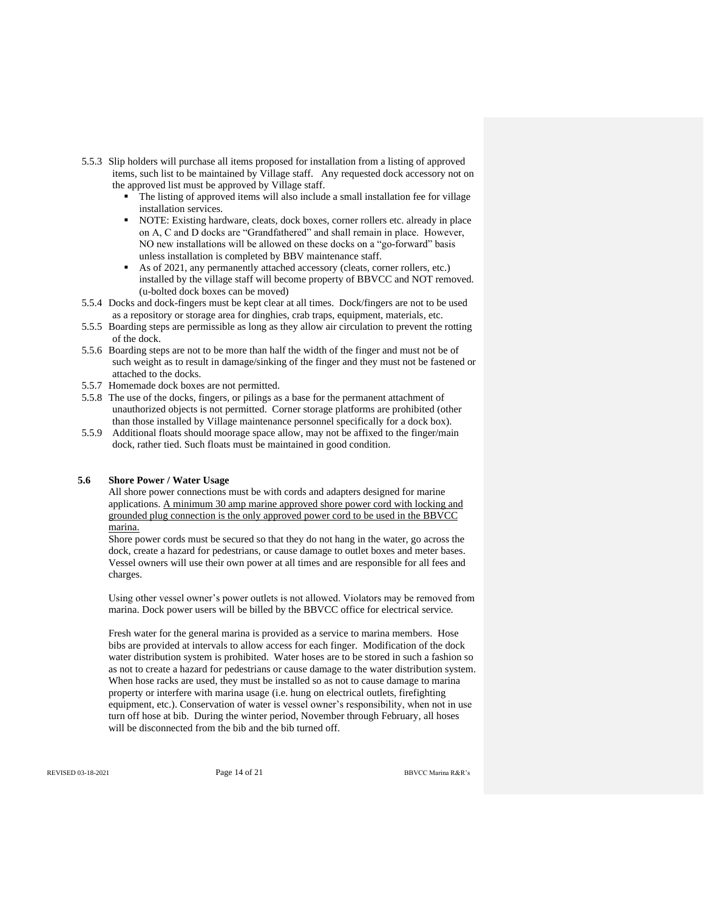5.5.3 Slip holders will purchase all items proposed for installation from a listing of approved items, such list to be maintained by Village staff. Any requested dock accessory not on the approved list must be approved by Village staff.

- The listing of approved items will also include a small installation fee for village installation services.
- NOTE: Existing hardware, cleats, dock boxes, corner rollers etc. already in place on A, C and D docks are "Grandfathered" and shall remain in place. However, NO new installations will be allowed on these docks on a "go-forward" basis unless installation is completed by BBV maintenance staff.
- As of 2021, any permanently attached accessory (cleats, corner rollers, etc.) installed by the village staff will become property of BBVCC and NOT removed. (u-bolted dock boxes can be moved)

5.5.4 Docks and dock-fingers must be kept clear at all times. Dock/fingers are not to be used as a repository or storage area for dinghies, crab traps, equipment, materials, etc.

5.5.5 Boarding steps are permissible as long as they allow air circulation to prevent the rotting of the dock.

5.5.6 Boarding steps are not to be more than half the width of the finger and must not be of such weight as to result in damage/sinking of the finger and they must not be fastened or attached to the docks.

5.5.7 Homemade dock boxes are not permitted.

5.5.8 The use of the docks, fingers, or pilings as a base for the permanent attachment of unauthorized objects is not permitted. Corner storage platforms are prohibited (other than those installed by Village maintenance personnel specifically for a dock box).

5.5.9 Additional floats should moorage space allow, may not be affixed to the finger/main dock, rather tied. Such floats must be maintained in good condition.

### 5.6 Shore Power / Water Usage

All shore power connections must be with cords and adapters designed for marine applications. A minimum 30 amp marine approved shore power cord with locking and grounded plug connection is the only approved power cord to be used in the BBVCC marina.

Shore power cords must be secured so that they do not hang in the water, go across the dock, create a hazard for pedestrians, or cause damage to outlet boxes and meter bases. Vessel owners will use their own power at all times and are responsible for all fees and charges.

Using other vessel owner's power outlets is not allowed. Violators may be removed from marina. Dock power users will be billed by the BBVCC office for electrical service.

Fresh water for the general marina is provided as a service to marina members. Hose bibs are provided at intervals to allow access for each finger. Modification of the dock water distribution system is prohibited. Water hoses are to be stored in such a fashion so as not to create a hazard for pedestrians or cause damage to the water distribution system. When hose racks are used, they must be installed so as not to cause damage to marina property or interfere with marina usage (i.e. hung on electrical outlets, firefighting equipment, etc.). Conservation of water is vessel owner's responsibility, when not in use turn off hose at bib. During the winter period, November through February, all hoses will be disconnected from the bib and the bib turned off.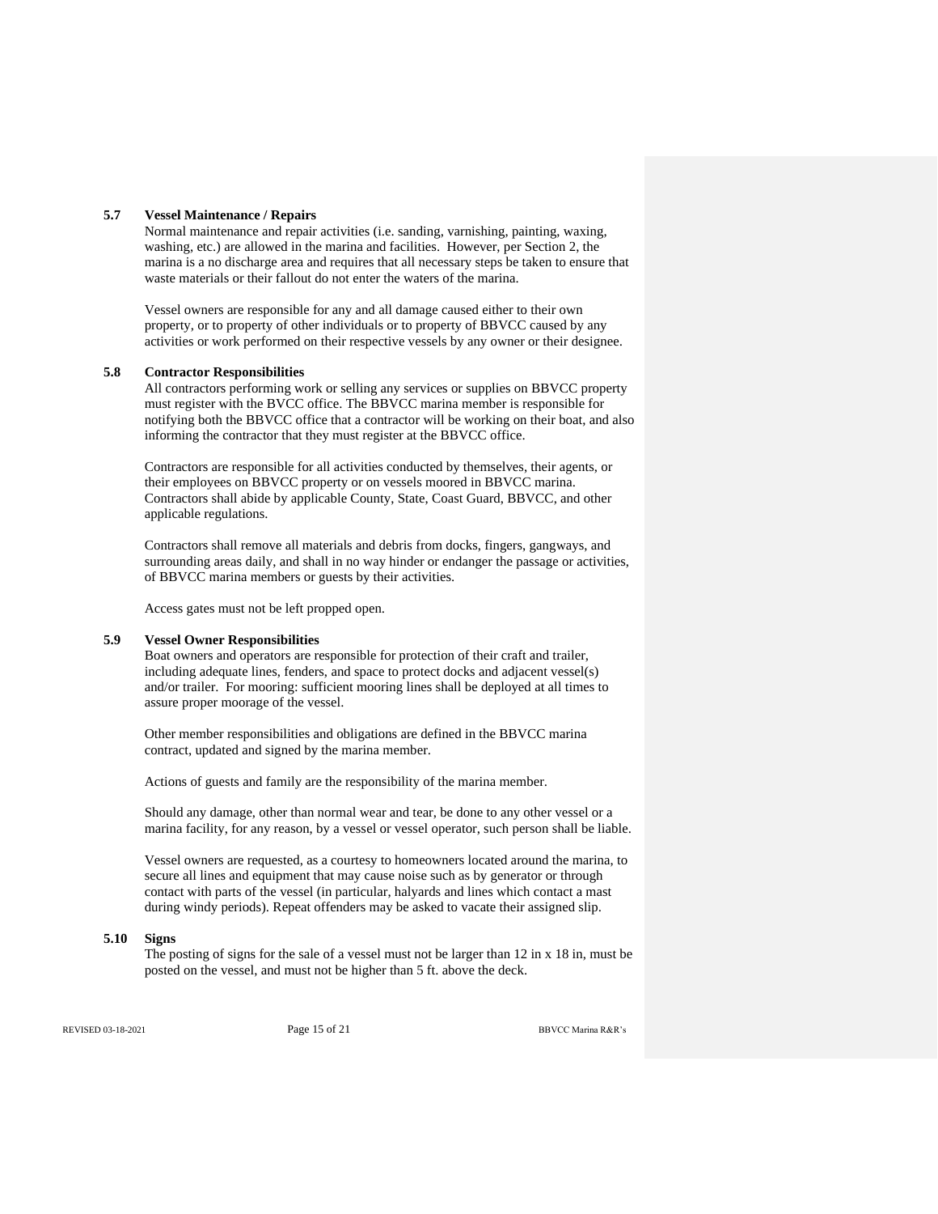### 5.7 Vessel Maintenance / Repairs

Normal maintenance and repair activities (i.e. sanding, varnishing, painting, waxing, washing, etc.) are allowed in the marina and facilities. However, per Section 2, the marina is a no discharge area and requires that all necessary steps be taken to ensure that waste materials or their fallout do not enter the waters of the marina.

Vessel owners are responsible for any and all damage caused either to their own property, or to property of other individuals or to property of BBVCC caused by any activities or work performed on their respective vessels by any owner or their designee.

### 5.8 Contractor Responsibilities

All contractors performing work or selling any services or supplies on BBVCC property must register with the BVCC office. The BBVCC marina member is responsible for notifying both the BBVCC office that a contractor will be working on their boat, and also informing the contractor that they must register at the BBVCC office.

Contractors are responsible for all activities conducted by themselves, their agents, or their employees on BBVCC property or on vessels moored in BBVCC marina. Contractors shall abide by applicable County, State, Coast Guard, BBVCC, and other applicable regulations.

Contractors shall remove all materials and debris from docks, fingers, gangways, and surrounding areas daily, and shall in no way hinder or endanger the passage or activities, of BBVCC marina members or guests by their activities.

Access gates must not be left propped open.

### 5.9 Vessel Owner Responsibilities

Boat owners and operators are responsible for protection of their craft and trailer, including adequate lines, fenders, and space to protect docks and adjacent vessel(s) and/or trailer. For mooring: sufficient mooring lines shall be deployed at all times to assure proper moorage of the vessel.

Other member responsibilities and obligations are defined in the BBVCC marina contract, updated and signed by the marina member.

Actions of guests and family are the responsibility of the marina member.

Should any damage, other than normal wear and tear, be done to any other vessel or a marina facility, for any reason, by a vessel or vessel operator, such person shall be liable.

Vessel owners are requested, as a courtesy to homeowners located around the marina, to secure all lines and equipment that may cause noise such as by generator or through contact with parts of the vessel (in particular, halyards and lines which contact a mast during windy periods). Repeat offenders may be asked to vacate their assigned slip.

### 5.10 Signs

The posting of signs for the sale of a vessel must not be larger than 12 in x 18 in, must be posted on the vessel, and must not be higher than 5 ft. above the deck.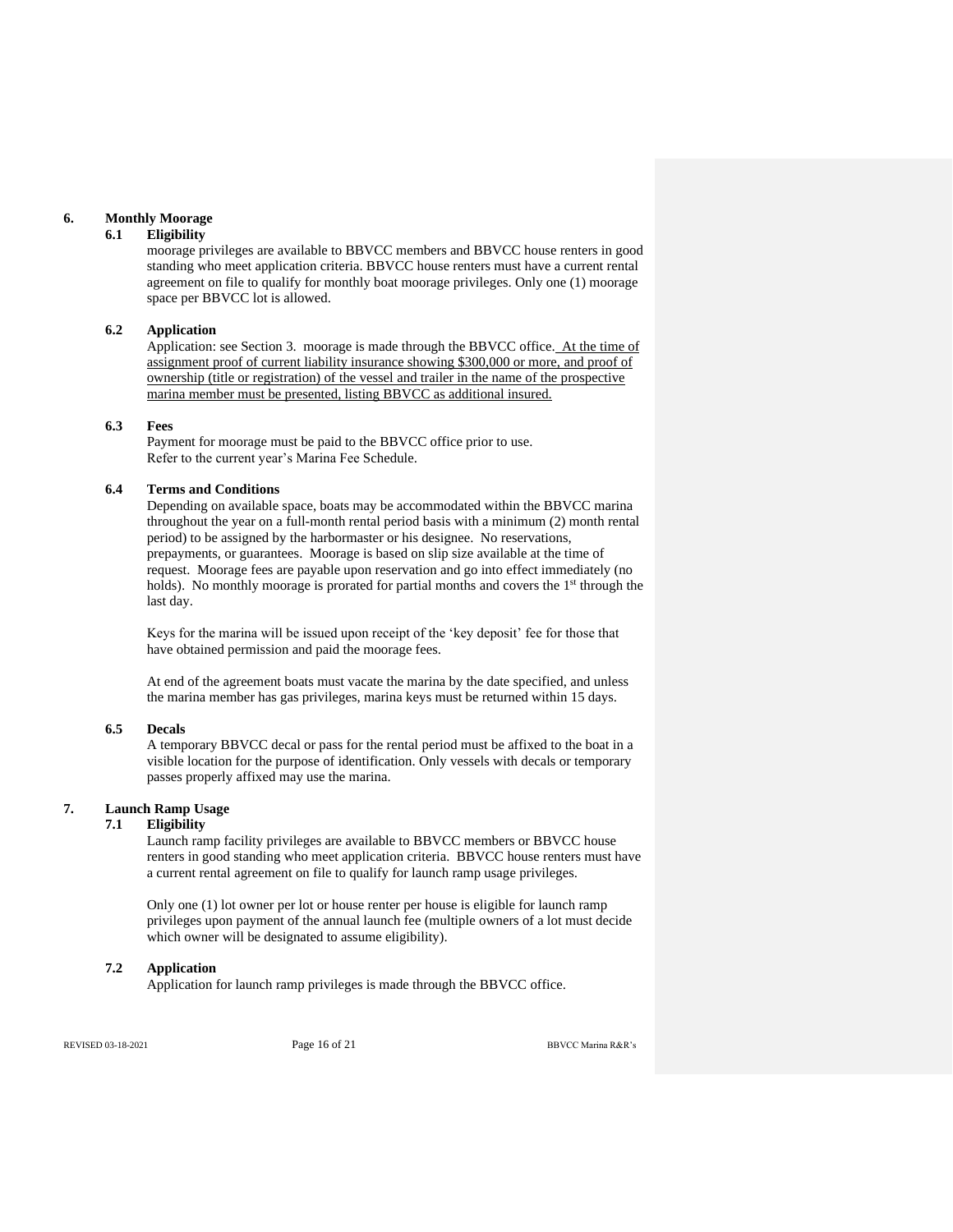## 6. Monthly Moorage

### 6.1 Eligibility

moorage privileges are available to BBVCC members and BBVCC house renters in good standing who meet application criteria. BBVCC house renters must have a current rental agreement on file to qualify for monthly boat moorage privileges. Only one (1) moorage space per BBVCC lot is allowed.

### 6.2 Application

Application: see Section 3. moorage is made through the BBVCC office. At the time of assignment proof of current liability insurance showing $300,000 or more, and proof of ownership (title or registration) of the vessel and trailer in the name of the prospective marina member must be presented, listing BBVCC as additional insured.

### 6.3 Fees

Payment for moorage must be paid to the BBVCC office prior to use.
Refer to the current year's Marina Fee Schedule.

### 6.4 Terms and Conditions

Depending on available space, boats may be accommodated within the BBVCC marina throughout the year on a full-month rental period basis with a minimum (2) month rental period) to be assigned by the harbormaster or his designee. No reservations, prepayments, or guarantees. Moorage is based on slip size available at the time of request. Moorage fees are payable upon reservation and go into effect immediately (no holds). No monthly moorage is prorated for partial months and covers the 1st through the last day.

Keys for the marina will be issued upon receipt of the 'key deposit' fee for those that have obtained permission and paid the moorage fees.

At end of the agreement boats must vacate the marina by the date specified, and unless the marina member has gas privileges, marina keys must be returned within 15 days.

### 6.5 Decals

A temporary BBVCC decal or pass for the rental period must be affixed to the boat in a visible location for the purpose of identification. Only vessels with decals or temporary passes properly affixed may use the marina.

## 7. Launch Ramp Usage

### 7.1 Eligibility

Launch ramp facility privileges are available to BBVCC members or BBVCC house renters in good standing who meet application criteria. BBVCC house renters must have a current rental agreement on file to qualify for launch ramp usage privileges.

Only one (1) lot owner per lot or house renter per house is eligible for launch ramp privileges upon payment of the annual launch fee (multiple owners of a lot must decide which owner will be designated to assume eligibility).

### 7.2 Application

Application for launch ramp privileges is made through the BBVCC office.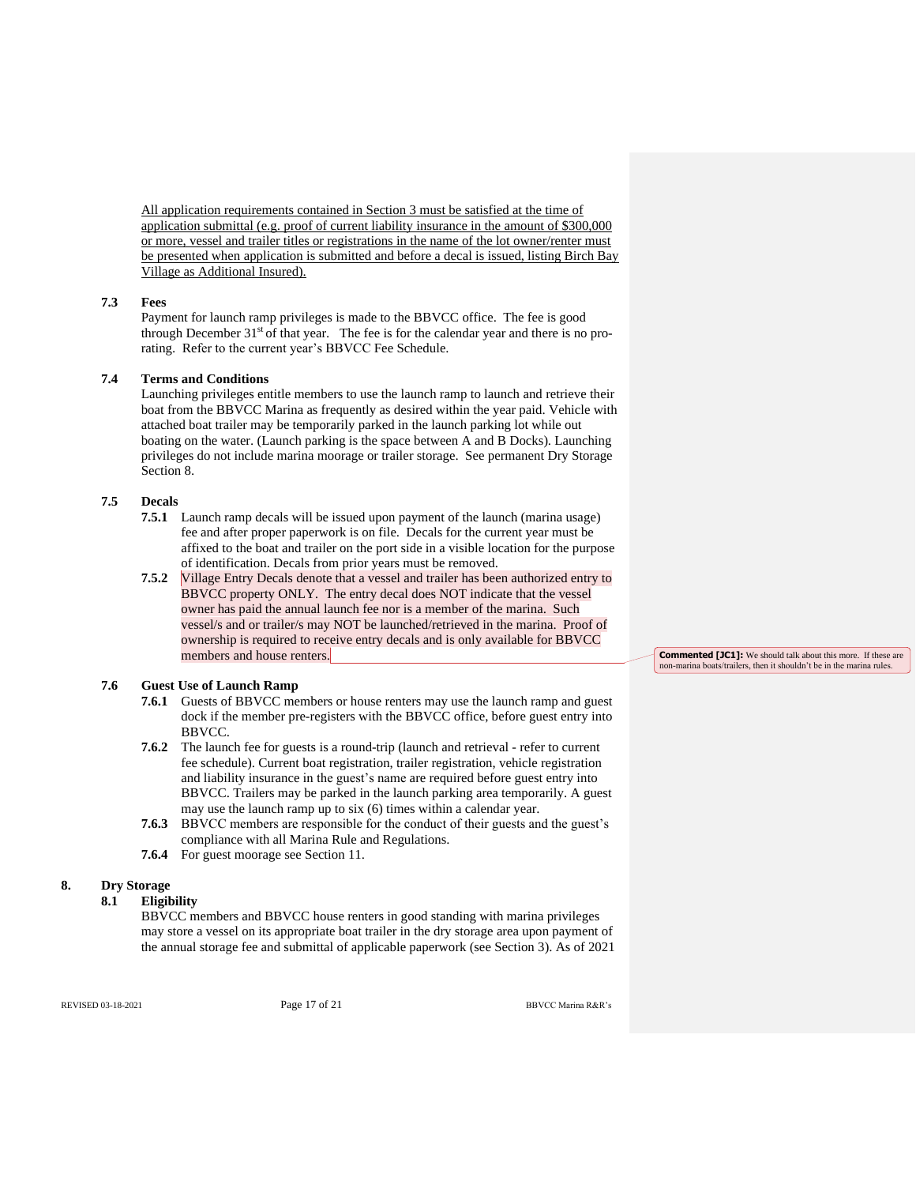<u>All application requirements contained in Section 3 must be satisfied at the time of application submittal (e.g. proof of current liability insurance in the amount of $300,000 or more, vessel and trailer titles or registrations in the name of the lot owner/renter must be presented when application is submitted and before a decal is issued, listing Birch Bay Village as Additional Insured).</u>

**7.3 Fees**

Payment for launch ramp privileges is made to the BBVCC office. The fee is good through December 31st of that year. The fee is for the calendar year and there is no pro-rating. Refer to the current year's BBVCC Fee Schedule.

**7.4 Terms and Conditions**

Launching privileges entitle members to use the launch ramp to launch and retrieve their boat from the BBVCC Marina as frequently as desired within the year paid. Vehicle with attached boat trailer may be temporarily parked in the launch parking lot while out boating on the water. (Launch parking is the space between A and B Docks). Launching privileges do not include marina moorage or trailer storage. See permanent Dry Storage Section 8.

**7.5 Decals**

**7.5.1** Launch ramp decals will be issued upon payment of the launch (marina usage) fee and after proper paperwork is on file. Decals for the current year must be affixed to the boat and trailer on the port side in a visible location for the purpose of identification. Decals from prior years must be removed.

**7.5.2** Village Entry Decals denote that a vessel and trailer has been authorized entry to BBVCC property ONLY. The entry decal does NOT indicate that the vessel owner has paid the annual launch fee nor is a member of the marina. Such vessel/s and or trailer/s may NOT be launched/retrieved in the marina. Proof of ownership is required to receive entry decals and is only available for BBVCC members and house renters.

> **Commented [JC1]:** We should talk about this more. If these are non-marina boats/trailers, then it shouldn't be in the marina rules.

**7.6 Guest Use of Launch Ramp**

**7.6.1** Guests of BBVCC members or house renters may use the launch ramp and guest dock if the member pre-registers with the BBVCC office, before guest entry into BBVCC.

**7.6.2** The launch fee for guests is a round-trip (launch and retrieval - refer to current fee schedule). Current boat registration, trailer registration, vehicle registration and liability insurance in the guest's name are required before guest entry into BBVCC. Trailers may be parked in the launch parking area temporarily. A guest may use the launch ramp up to six (6) times within a calendar year.

**7.6.3** BBVCC members are responsible for the conduct of their guests and the guest's compliance with all Marina Rule and Regulations.

**7.6.4** For guest moorage see Section 11.

## 8. Dry Storage

**8.1 Eligibility**

BBVCC members and BBVCC house renters in good standing with marina privileges may store a vessel on its appropriate boat trailer in the dry storage area upon payment of the annual storage fee and submittal of applicable paperwork (see Section 3). As of 2021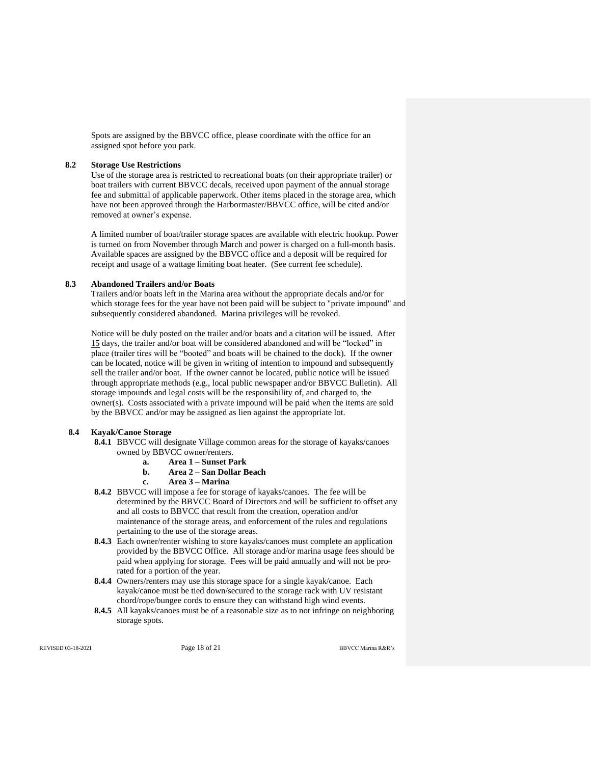Spots are assigned by the BBVCC office, please coordinate with the office for an assigned spot before you park.

**8.2 Storage Use Restrictions**

Use of the storage area is restricted to recreational boats (on their appropriate trailer) or boat trailers with current BBVCC decals, received upon payment of the annual storage fee and submittal of applicable paperwork. Other items placed in the storage area, which have not been approved through the Harbormaster/BBVCC office, will be cited and/or removed at owner's expense.

A limited number of boat/trailer storage spaces are available with electric hookup. Power is turned on from November through March and power is charged on a full-month basis. Available spaces are assigned by the BBVCC office and a deposit will be required for receipt and usage of a wattage limiting boat heater. (See current fee schedule).

**8.3 Abandoned Trailers and/or Boats**

Trailers and/or boats left in the Marina area without the appropriate decals and/or for which storage fees for the year have not been paid will be subject to "private impound" and subsequently considered abandoned. Marina privileges will be revoked.

Notice will be duly posted on the trailer and/or boats and a citation will be issued. After 15 days, the trailer and/or boat will be considered abandoned and will be "locked" in place (trailer tires will be "booted" and boats will be chained to the dock). If the owner can be located, notice will be given in writing of intention to impound and subsequently sell the trailer and/or boat. If the owner cannot be located, public notice will be issued through appropriate methods (e.g., local public newspaper and/or BBVCC Bulletin). All storage impounds and legal costs will be the responsibility of, and charged to, the owner(s). Costs associated with a private impound will be paid when the items are sold by the BBVCC and/or may be assigned as lien against the appropriate lot.

**8.4 Kayak/Canoe Storage**

**8.4.1** BBVCC will designate Village common areas for the storage of kayaks/canoes owned by BBVCC owner/renters.

- **a. Area 1 – Sunset Park**
- **b. Area 2 – San Dollar Beach**
- **c. Area 3 – Marina**

**8.4.2** BBVCC will impose a fee for storage of kayaks/canoes. The fee will be determined by the BBVCC Board of Directors and will be sufficient to offset any and all costs to BBVCC that result from the creation, operation and/or maintenance of the storage areas, and enforcement of the rules and regulations pertaining to the use of the storage areas.

**8.4.3** Each owner/renter wishing to store kayaks/canoes must complete an application provided by the BBVCC Office. All storage and/or marina usage fees should be paid when applying for storage. Fees will be paid annually and will not be pro-rated for a portion of the year.

**8.4.4** Owners/renters may use this storage space for a single kayak/canoe. Each kayak/canoe must be tied down/secured to the storage rack with UV resistant chord/rope/bungee cords to ensure they can withstand high wind events.

**8.4.5** All kayaks/canoes must be of a reasonable size as to not infringe on neighboring storage spots.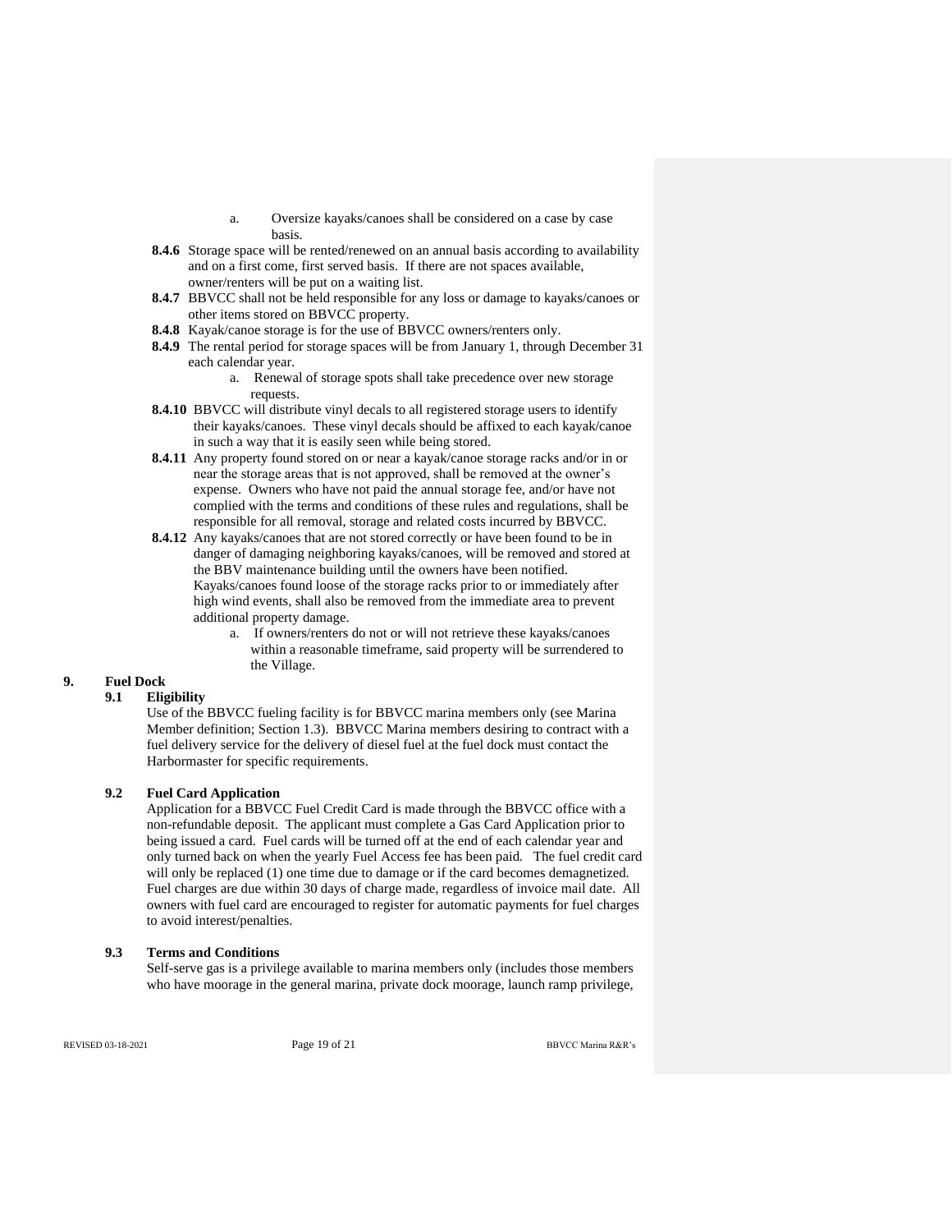a. Oversize kayaks/canoes shall be considered on a case by case basis.

**8.4.6** Storage space will be rented/renewed on an annual basis according to availability and on a first come, first served basis. If there are not spaces available, owner/renters will be put on a waiting list.

**8.4.7** BBVCC shall not be held responsible for any loss or damage to kayaks/canoes or other items stored on BBVCC property.

**8.4.8** Kayak/canoe storage is for the use of BBVCC owners/renters only.

**8.4.9** The rental period for storage spaces will be from January 1, through December 31 each calendar year.

a. Renewal of storage spots shall take precedence over new storage requests.

**8.4.10** BBVCC will distribute vinyl decals to all registered storage users to identify their kayaks/canoes. These vinyl decals should be affixed to each kayak/canoe in such a way that it is easily seen while being stored.

**8.4.11** Any property found stored on or near a kayak/canoe storage racks and/or in or near the storage areas that is not approved, shall be removed at the owner's expense. Owners who have not paid the annual storage fee, and/or have not complied with the terms and conditions of these rules and regulations, shall be responsible for all removal, storage and related costs incurred by BBVCC.

**8.4.12** Any kayaks/canoes that are not stored correctly or have been found to be in danger of damaging neighboring kayaks/canoes, will be removed and stored at the BBV maintenance building until the owners have been notified. Kayaks/canoes found loose of the storage racks prior to or immediately after high wind events, shall also be removed from the immediate area to prevent additional property damage.

a. If owners/renters do not or will not retrieve these kayaks/canoes within a reasonable timeframe, said property will be surrendered to the Village.

## 9. Fuel Dock

### 9.1 Eligibility

Use of the BBVCC fueling facility is for BBVCC marina members only (see Marina Member definition; Section 1.3). BBVCC Marina members desiring to contract with a fuel delivery service for the delivery of diesel fuel at the fuel dock must contact the Harbormaster for specific requirements.

### 9.2 Fuel Card Application

Application for a BBVCC Fuel Credit Card is made through the BBVCC office with a non-refundable deposit. The applicant must complete a Gas Card Application prior to being issued a card. Fuel cards will be turned off at the end of each calendar year and only turned back on when the yearly Fuel Access fee has been paid. The fuel credit card will only be replaced (1) one time due to damage or if the card becomes demagnetized. Fuel charges are due within 30 days of charge made, regardless of invoice mail date. All owners with fuel card are encouraged to register for automatic payments for fuel charges to avoid interest/penalties.

### 9.3 Terms and Conditions

Self-serve gas is a privilege available to marina members only (includes those members who have moorage in the general marina, private dock moorage, launch ramp privilege,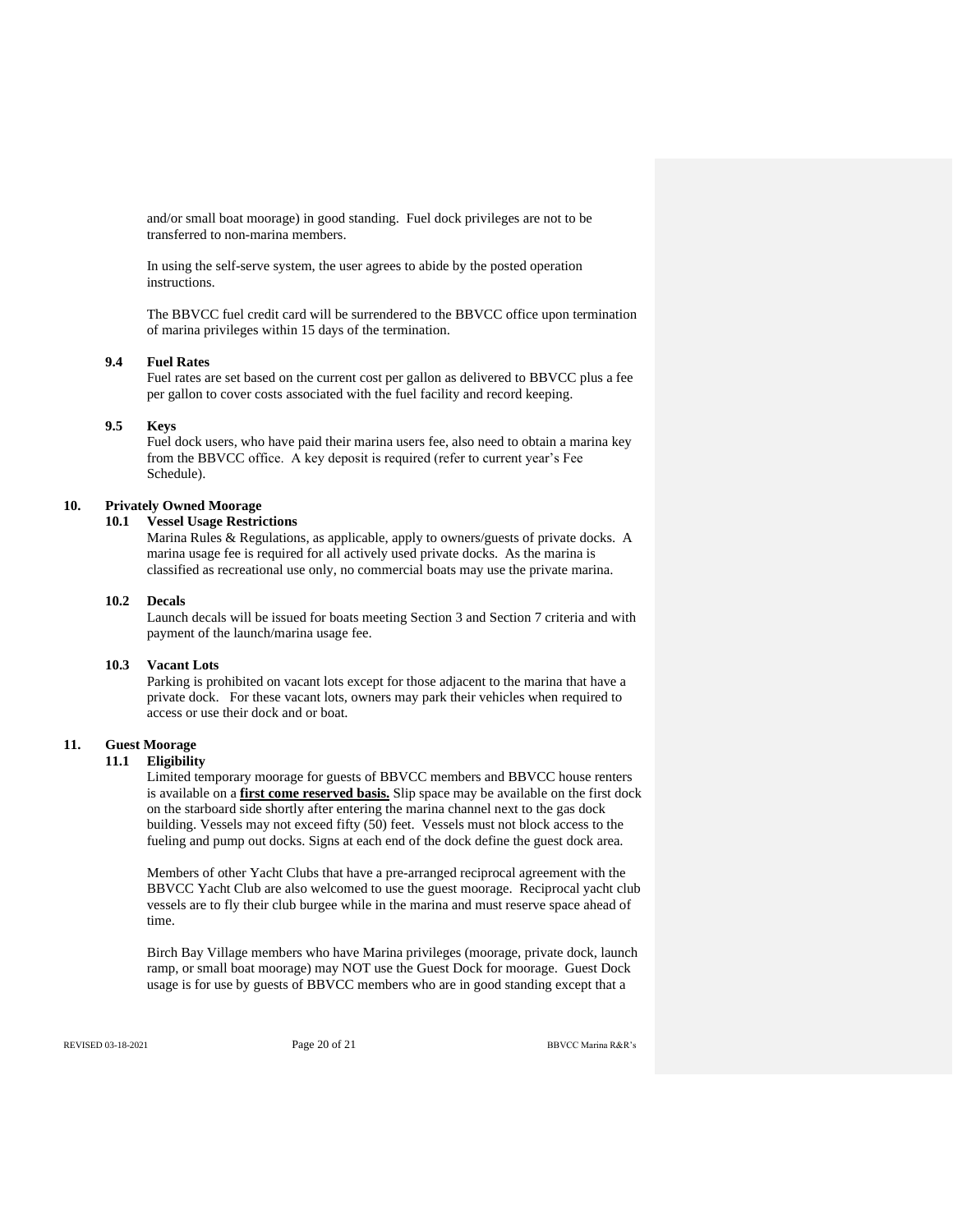and/or small boat moorage) in good standing. Fuel dock privileges are not to be transferred to non-marina members.

In using the self-serve system, the user agrees to abide by the posted operation instructions.

The BBVCC fuel credit card will be surrendered to the BBVCC office upon termination of marina privileges within 15 days of the termination.

### 9.4 Fuel Rates

Fuel rates are set based on the current cost per gallon as delivered to BBVCC plus a fee per gallon to cover costs associated with the fuel facility and record keeping.

### 9.5 Keys

Fuel dock users, who have paid their marina users fee, also need to obtain a marina key from the BBVCC office. A key deposit is required (refer to current year's Fee Schedule).

## 10. Privately Owned Moorage

### 10.1 Vessel Usage Restrictions

Marina Rules & Regulations, as applicable, apply to owners/guests of private docks. A marina usage fee is required for all actively used private docks. As the marina is classified as recreational use only, no commercial boats may use the private marina.

### 10.2 Decals

Launch decals will be issued for boats meeting Section 3 and Section 7 criteria and with payment of the launch/marina usage fee.

### 10.3 Vacant Lots

Parking is prohibited on vacant lots except for those adjacent to the marina that have a private dock. For these vacant lots, owners may park their vehicles when required to access or use their dock and or boat.

## 11. Guest Moorage

### 11.1 Eligibility

Limited temporary moorage for guests of BBVCC members and BBVCC house renters is available on a **<u>first come reserved basis.</u>** Slip space may be available on the first dock on the starboard side shortly after entering the marina channel next to the gas dock building. Vessels may not exceed fifty (50) feet. Vessels must not block access to the fueling and pump out docks. Signs at each end of the dock define the guest dock area.

Members of other Yacht Clubs that have a pre-arranged reciprocal agreement with the BBVCC Yacht Club are also welcomed to use the guest moorage. Reciprocal yacht club vessels are to fly their club burgee while in the marina and must reserve space ahead of time.

Birch Bay Village members who have Marina privileges (moorage, private dock, launch ramp, or small boat moorage) may NOT use the Guest Dock for moorage. Guest Dock usage is for use by guests of BBVCC members who are in good standing except that a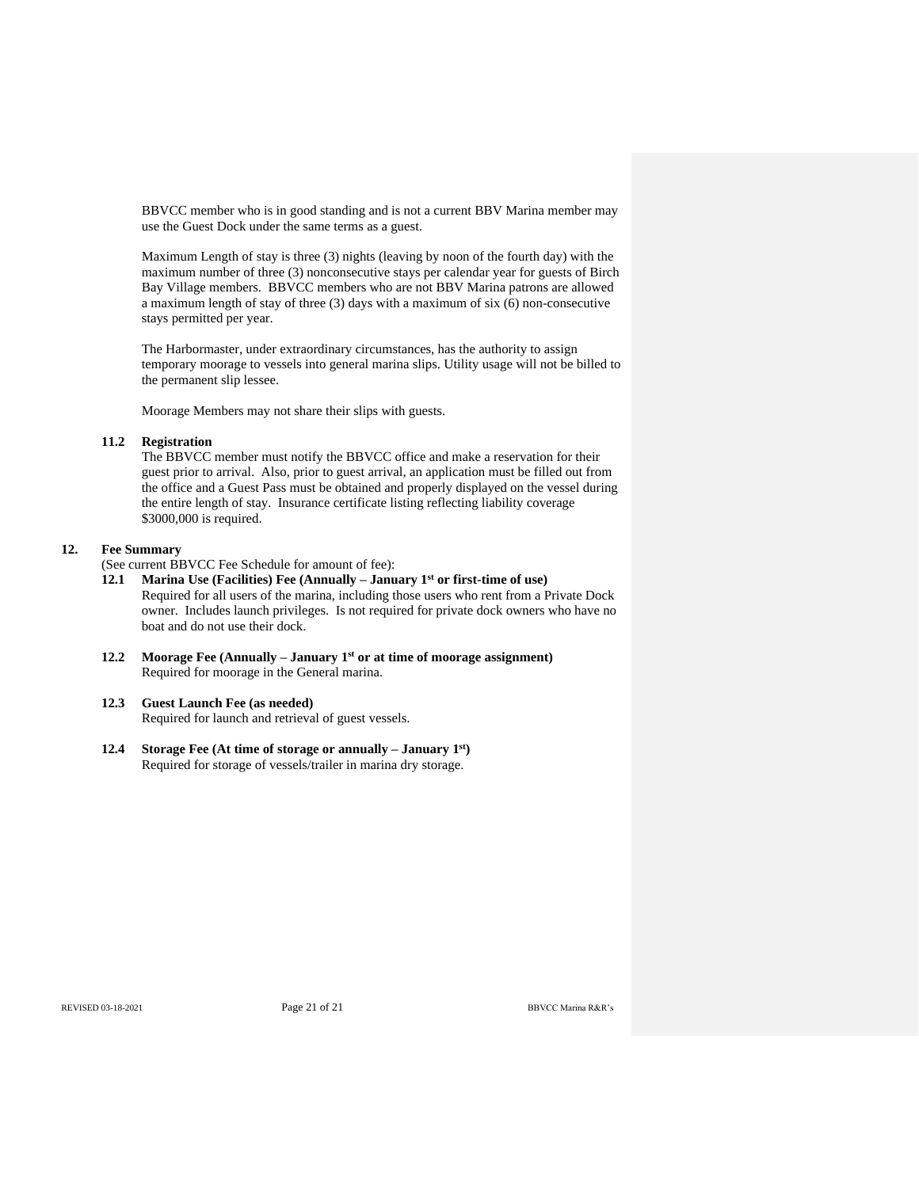BBVCC member who is in good standing and is not a current BBV Marina member may use the Guest Dock under the same terms as a guest.

Maximum Length of stay is three (3) nights (leaving by noon of the fourth day) with the maximum number of three (3) nonconsecutive stays per calendar year for guests of Birch Bay Village members. BBVCC members who are not BBV Marina patrons are allowed a maximum length of stay of three (3) days with a maximum of six (6) non-consecutive stays permitted per year.

The Harbormaster, under extraordinary circumstances, has the authority to assign temporary moorage to vessels into general marina slips. Utility usage will not be billed to the permanent slip lessee.

Moorage Members may not share their slips with guests.

**11.2 Registration**

The BBVCC member must notify the BBVCC office and make a reservation for their guest prior to arrival. Also, prior to guest arrival, an application must be filled out from the office and a Guest Pass must be obtained and properly displayed on the vessel during the entire length of stay. Insurance certificate listing reflecting liability coverage $3000,000 is required.

## 12. Fee Summary

(See current BBVCC Fee Schedule for amount of fee):

**12.1 Marina Use (Facilities) Fee (Annually – January 1st or first-time of use)**

Required for all users of the marina, including those users who rent from a Private Dock owner. Includes launch privileges. Is not required for private dock owners who have no boat and do not use their dock.

**12.2 Moorage Fee (Annually – January 1st or at time of moorage assignment)**

Required for moorage in the General marina.

**12.3 Guest Launch Fee (as needed)**

Required for launch and retrieval of guest vessels.

**12.4 Storage Fee (At time of storage or annually – January 1st)**

Required for storage of vessels/trailer in marina dry storage.